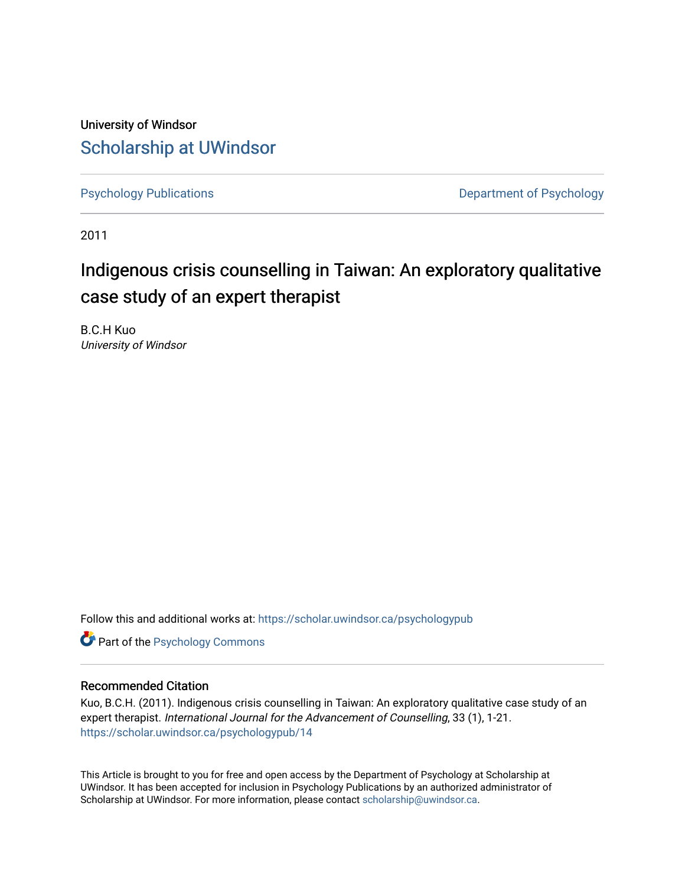University of Windsor

# Scholarship at UWindsor

Psychology Publications

Department of Psychology

2011

## Indigenous crisis counselling in Taiwan: An exploratory qualitative case study of an expert therapist

B.C.H Kuo
*University of Windsor*

Follow this and additional works at: https://scholar.uwindsor.ca/psychologypub

Part of the Psychology Commons

### Recommended Citation

Kuo, B.C.H. (2011). Indigenous crisis counselling in Taiwan: An exploratory qualitative case study of an expert therapist. *International Journal for the Advancement of Counselling*, 33 (1), 1-21. https://scholar.uwindsor.ca/psychologypub/14

This Article is brought to you for free and open access by the Department of Psychology at Scholarship at UWindsor. It has been accepted for inclusion in Psychology Publications by an authorized administrator of Scholarship at UWindsor. For more information, please contact scholarship@uwindsor.ca.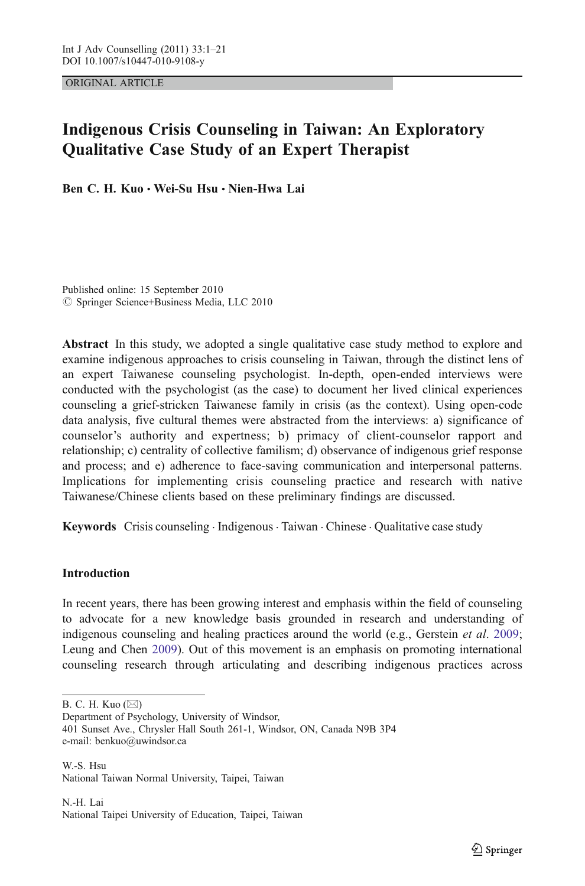ORIGINAL ARTICLE

# Indigenous Crisis Counseling in Taiwan: An Exploratory Qualitative Case Study of an Expert Therapist

**Ben C. H. Kuo · Wei-Su Hsu · Nien-Hwa Lai**

Published online: 15 September 2010
© Springer Science+Business Media, LLC 2010

**Abstract** In this study, we adopted a single qualitative case study method to explore and examine indigenous approaches to crisis counseling in Taiwan, through the distinct lens of an expert Taiwanese counseling psychologist. In-depth, open-ended interviews were conducted with the psychologist (as the case) to document her lived clinical experiences counseling a grief-stricken Taiwanese family in crisis (as the context). Using open-code data analysis, five cultural themes were abstracted from the interviews: a) significance of counselor's authority and expertness; b) primacy of client-counselor rapport and relationship; c) centrality of collective familism; d) observance of indigenous grief response and process; and e) adherence to face-saving communication and interpersonal patterns. Implications for implementing crisis counseling practice and research with native Taiwanese/Chinese clients based on these preliminary findings are discussed.

**Keywords** Crisis counseling · Indigenous · Taiwan · Chinese · Qualitative case study

## Introduction

In recent years, there has been growing interest and emphasis within the field of counseling to advocate for a new knowledge basis grounded in research and understanding of indigenous counseling and healing practices around the world (e.g., Gerstein *et al*. 2009; Leung and Chen 2009). Out of this movement is an emphasis on promoting international counseling research through articulating and describing indigenous practices across

---

B. C. H. Kuo (✉)
Department of Psychology, University of Windsor,
401 Sunset Ave., Chrysler Hall South 261-1, Windsor, ON, Canada N9B 3P4
e-mail: benkuo@uwindsor.ca

W.-S. Hsu
National Taiwan Normal University, Taipei, Taiwan

N.-H. Lai
National Taipei University of Education, Taipei, Taiwan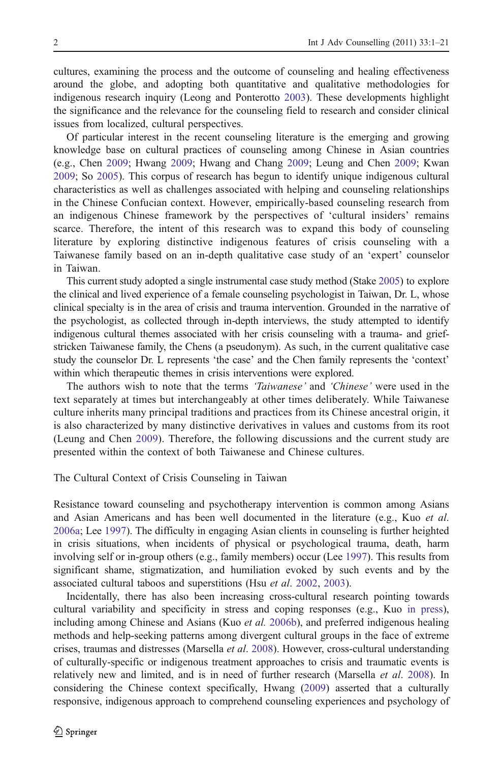cultures, examining the process and the outcome of counseling and healing effectiveness around the globe, and adopting both quantitative and qualitative methodologies for indigenous research inquiry (Leong and Ponterotto 2003). These developments highlight the significance and the relevance for the counseling field to research and consider clinical issues from localized, cultural perspectives.

Of particular interest in the recent counseling literature is the emerging and growing knowledge base on cultural practices of counseling among Chinese in Asian countries (e.g., Chen 2009; Hwang 2009; Hwang and Chang 2009; Leung and Chen 2009; Kwan 2009; So 2005). This corpus of research has begun to identify unique indigenous cultural characteristics as well as challenges associated with helping and counseling relationships in the Chinese Confucian context. However, empirically-based counseling research from an indigenous Chinese framework by the perspectives of 'cultural insiders' remains scarce. Therefore, the intent of this research was to expand this body of counseling literature by exploring distinctive indigenous features of crisis counseling with a Taiwanese family based on an in-depth qualitative case study of an 'expert' counselor in Taiwan.

This current study adopted a single instrumental case study method (Stake 2005) to explore the clinical and lived experience of a female counseling psychologist in Taiwan, Dr. L, whose clinical specialty is in the area of crisis and trauma intervention. Grounded in the narrative of the psychologist, as collected through in-depth interviews, the study attempted to identify indigenous cultural themes associated with her crisis counseling with a trauma- and grief-stricken Taiwanese family, the Chens (a pseudonym). As such, in the current qualitative case study the counselor Dr. L represents 'the case' and the Chen family represents the 'context' within which therapeutic themes in crisis interventions were explored.

The authors wish to note that the terms *'Taiwanese'* and *'Chinese'* were used in the text separately at times but interchangeably at other times deliberately. While Taiwanese culture inherits many principal traditions and practices from its Chinese ancestral origin, it is also characterized by many distinctive derivatives in values and customs from its root (Leung and Chen 2009). Therefore, the following discussions and the current study are presented within the context of both Taiwanese and Chinese cultures.

## The Cultural Context of Crisis Counseling in Taiwan

Resistance toward counseling and psychotherapy intervention is common among Asians and Asian Americans and has been well documented in the literature (e.g., Kuo *et al.* 2006a; Lee 1997). The difficulty in engaging Asian clients in counseling is further heighted in crisis situations, when incidents of physical or psychological trauma, death, harm involving self or in-group others (e.g., family members) occur (Lee 1997). This results from significant shame, stigmatization, and humiliation evoked by such events and by the associated cultural taboos and superstitions (Hsu *et al*. 2002, 2003).

Incidentally, there has also been increasing cross-cultural research pointing towards cultural variability and specificity in stress and coping responses (e.g., Kuo in press), including among Chinese and Asians (Kuo *et al.* 2006b), and preferred indigenous healing methods and help-seeking patterns among divergent cultural groups in the face of extreme crises, traumas and distresses (Marsella *et al*. 2008). However, cross-cultural understanding of culturally-specific or indigenous treatment approaches to crisis and traumatic events is relatively new and limited, and is in need of further research (Marsella *et al*. 2008). In considering the Chinese context specifically, Hwang (2009) asserted that a culturally responsive, indigenous approach to comprehend counseling experiences and psychology of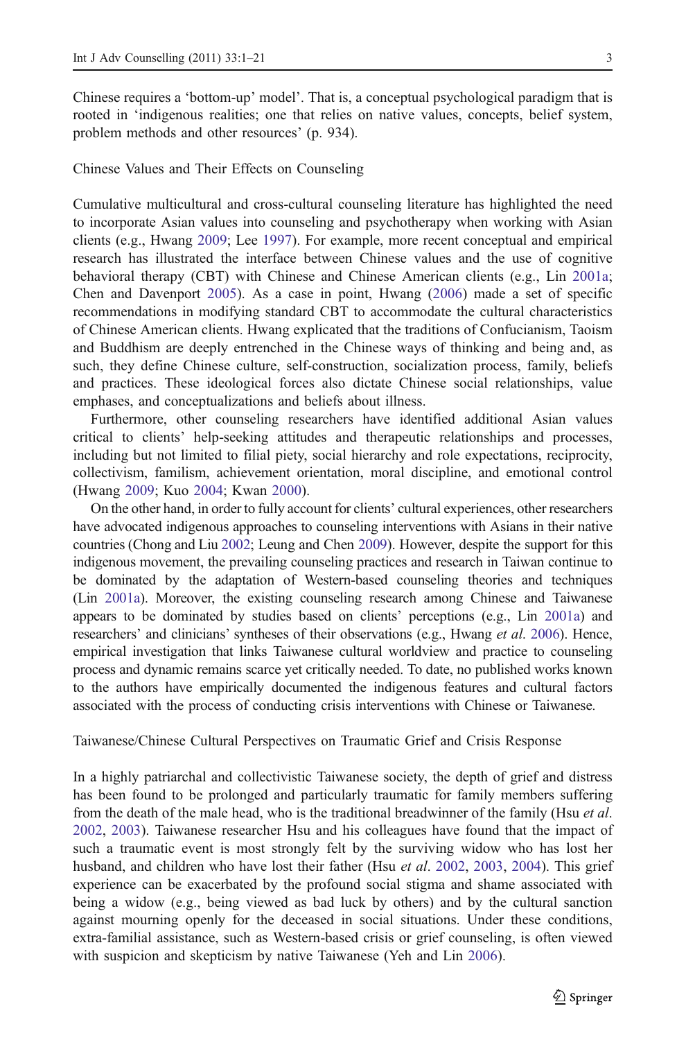Chinese requires a 'bottom-up' model'. That is, a conceptual psychological paradigm that is rooted in 'indigenous realities; one that relies on native values, concepts, belief system, problem methods and other resources' (p. 934).

## Chinese Values and Their Effects on Counseling

Cumulative multicultural and cross-cultural counseling literature has highlighted the need to incorporate Asian values into counseling and psychotherapy when working with Asian clients (e.g., Hwang 2009; Lee 1997). For example, more recent conceptual and empirical research has illustrated the interface between Chinese values and the use of cognitive behavioral therapy (CBT) with Chinese and Chinese American clients (e.g., Lin 2001a; Chen and Davenport 2005). As a case in point, Hwang (2006) made a set of specific recommendations in modifying standard CBT to accommodate the cultural characteristics of Chinese American clients. Hwang explicated that the traditions of Confucianism, Taoism and Buddhism are deeply entrenched in the Chinese ways of thinking and being and, as such, they define Chinese culture, self-construction, socialization process, family, beliefs and practices. These ideological forces also dictate Chinese social relationships, value emphases, and conceptualizations and beliefs about illness.

Furthermore, other counseling researchers have identified additional Asian values critical to clients' help-seeking attitudes and therapeutic relationships and processes, including but not limited to filial piety, social hierarchy and role expectations, reciprocity, collectivism, familism, achievement orientation, moral discipline, and emotional control (Hwang 2009; Kuo 2004; Kwan 2000).

On the other hand, in order to fully account for clients' cultural experiences, other researchers have advocated indigenous approaches to counseling interventions with Asians in their native countries (Chong and Liu 2002; Leung and Chen 2009). However, despite the support for this indigenous movement, the prevailing counseling practices and research in Taiwan continue to be dominated by the adaptation of Western-based counseling theories and techniques (Lin 2001a). Moreover, the existing counseling research among Chinese and Taiwanese appears to be dominated by studies based on clients' perceptions (e.g., Lin 2001a) and researchers' and clinicians' syntheses of their observations (e.g., Hwang *et al*. 2006). Hence, empirical investigation that links Taiwanese cultural worldview and practice to counseling process and dynamic remains scarce yet critically needed. To date, no published works known to the authors have empirically documented the indigenous features and cultural factors associated with the process of conducting crisis interventions with Chinese or Taiwanese.

## Taiwanese/Chinese Cultural Perspectives on Traumatic Grief and Crisis Response

In a highly patriarchal and collectivistic Taiwanese society, the depth of grief and distress has been found to be prolonged and particularly traumatic for family members suffering from the death of the male head, who is the traditional breadwinner of the family (Hsu *et al*. 2002, 2003). Taiwanese researcher Hsu and his colleagues have found that the impact of such a traumatic event is most strongly felt by the surviving widow who has lost her husband, and children who have lost their father (Hsu *et al*. 2002, 2003, 2004). This grief experience can be exacerbated by the profound social stigma and shame associated with being a widow (e.g., being viewed as bad luck by others) and by the cultural sanction against mourning openly for the deceased in social situations. Under these conditions, extra-familial assistance, such as Western-based crisis or grief counseling, is often viewed with suspicion and skepticism by native Taiwanese (Yeh and Lin 2006).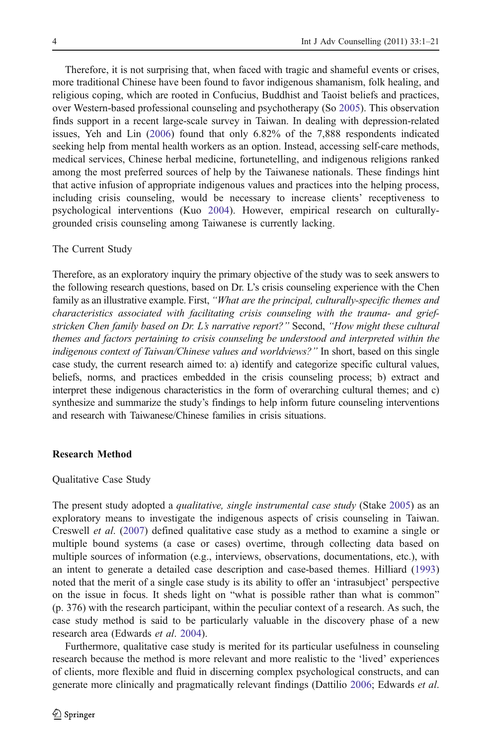Therefore, it is not surprising that, when faced with tragic and shameful events or crises, more traditional Chinese have been found to favor indigenous shamanism, folk healing, and religious coping, which are rooted in Confucius, Buddhist and Taoist beliefs and practices, over Western-based professional counseling and psychotherapy (So 2005). This observation finds support in a recent large-scale survey in Taiwan. In dealing with depression-related issues, Yeh and Lin (2006) found that only 6.82% of the 7,888 respondents indicated seeking help from mental health workers as an option. Instead, accessing self-care methods, medical services, Chinese herbal medicine, fortunetelling, and indigenous religions ranked among the most preferred sources of help by the Taiwanese nationals. These findings hint that active infusion of appropriate indigenous values and practices into the helping process, including crisis counseling, would be necessary to increase clients' receptiveness to psychological interventions (Kuo 2004). However, empirical research on culturally-grounded crisis counseling among Taiwanese is currently lacking.

### The Current Study

Therefore, as an exploratory inquiry the primary objective of the study was to seek answers to the following research questions, based on Dr. L's crisis counseling experience with the Chen family as an illustrative example. First, *"What are the principal, culturally-specific themes and characteristics associated with facilitating crisis counseling with the trauma- and grief-stricken Chen family based on Dr. L's narrative report?"* Second, *"How might these cultural themes and factors pertaining to crisis counseling be understood and interpreted within the indigenous context of Taiwan/Chinese values and worldviews?"* In short, based on this single case study, the current research aimed to: a) identify and categorize specific cultural values, beliefs, norms, and practices embedded in the crisis counseling process; b) extract and interpret these indigenous characteristics in the form of overarching cultural themes; and c) synthesize and summarize the study's findings to help inform future counseling interventions and research with Taiwanese/Chinese families in crisis situations.

## Research Method

### Qualitative Case Study

The present study adopted a *qualitative, single instrumental case study* (Stake 2005) as an exploratory means to investigate the indigenous aspects of crisis counseling in Taiwan. Creswell *et al*. (2007) defined qualitative case study as a method to examine a single or multiple bound systems (a case or cases) overtime, through collecting data based on multiple sources of information (e.g., interviews, observations, documentations, etc.), with an intent to generate a detailed case description and case-based themes. Hilliard (1993) noted that the merit of a single case study is its ability to offer an 'intrasubject' perspective on the issue in focus. It sheds light on "what is possible rather than what is common" (p. 376) with the research participant, within the peculiar context of a research. As such, the case study method is said to be particularly valuable in the discovery phase of a new research area (Edwards *et al*. 2004).

Furthermore, qualitative case study is merited for its particular usefulness in counseling research because the method is more relevant and more realistic to the 'lived' experiences of clients, more flexible and fluid in discerning complex psychological constructs, and can generate more clinically and pragmatically relevant findings (Dattilio 2006; Edwards *et al*.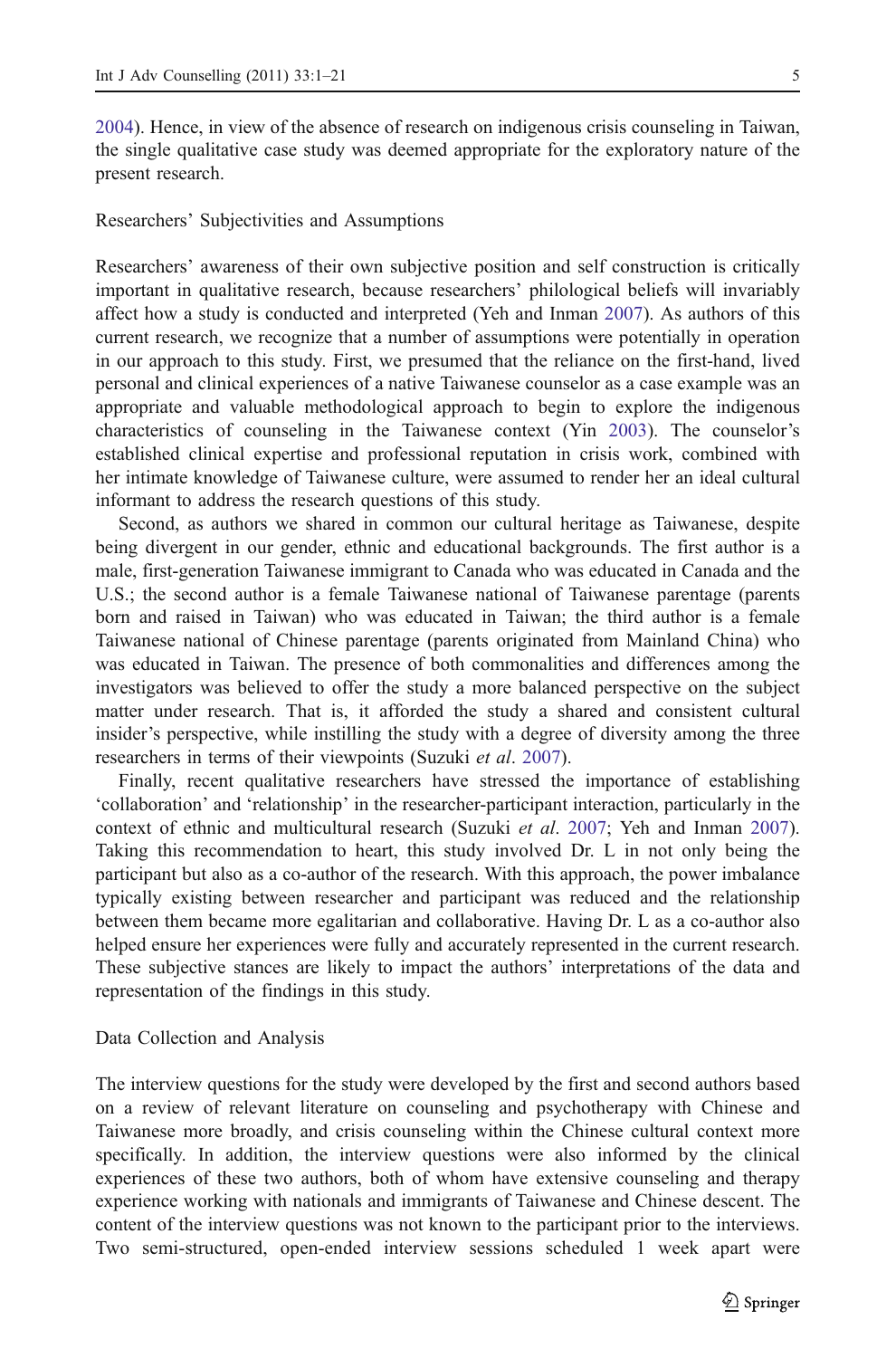2004). Hence, in view of the absence of research on indigenous crisis counseling in Taiwan, the single qualitative case study was deemed appropriate for the exploratory nature of the present research.

## Researchers' Subjectivities and Assumptions

Researchers' awareness of their own subjective position and self construction is critically important in qualitative research, because researchers' philological beliefs will invariably affect how a study is conducted and interpreted (Yeh and Inman 2007). As authors of this current research, we recognize that a number of assumptions were potentially in operation in our approach to this study. First, we presumed that the reliance on the first-hand, lived personal and clinical experiences of a native Taiwanese counselor as a case example was an appropriate and valuable methodological approach to begin to explore the indigenous characteristics of counseling in the Taiwanese context (Yin 2003). The counselor's established clinical expertise and professional reputation in crisis work, combined with her intimate knowledge of Taiwanese culture, were assumed to render her an ideal cultural informant to address the research questions of this study.

Second, as authors we shared in common our cultural heritage as Taiwanese, despite being divergent in our gender, ethnic and educational backgrounds. The first author is a male, first-generation Taiwanese immigrant to Canada who was educated in Canada and the U.S.; the second author is a female Taiwanese national of Taiwanese parentage (parents born and raised in Taiwan) who was educated in Taiwan; the third author is a female Taiwanese national of Chinese parentage (parents originated from Mainland China) who was educated in Taiwan. The presence of both commonalities and differences among the investigators was believed to offer the study a more balanced perspective on the subject matter under research. That is, it afforded the study a shared and consistent cultural insider's perspective, while instilling the study with a degree of diversity among the three researchers in terms of their viewpoints (Suzuki *et al*. 2007).

Finally, recent qualitative researchers have stressed the importance of establishing 'collaboration' and 'relationship' in the researcher-participant interaction, particularly in the context of ethnic and multicultural research (Suzuki *et al*. 2007; Yeh and Inman 2007). Taking this recommendation to heart, this study involved Dr. L in not only being the participant but also as a co-author of the research. With this approach, the power imbalance typically existing between researcher and participant was reduced and the relationship between them became more egalitarian and collaborative. Having Dr. L as a co-author also helped ensure her experiences were fully and accurately represented in the current research. These subjective stances are likely to impact the authors' interpretations of the data and representation of the findings in this study.

## Data Collection and Analysis

The interview questions for the study were developed by the first and second authors based on a review of relevant literature on counseling and psychotherapy with Chinese and Taiwanese more broadly, and crisis counseling within the Chinese cultural context more specifically. In addition, the interview questions were also informed by the clinical experiences of these two authors, both of whom have extensive counseling and therapy experience working with nationals and immigrants of Taiwanese and Chinese descent. The content of the interview questions was not known to the participant prior to the interviews. Two semi-structured, open-ended interview sessions scheduled 1 week apart were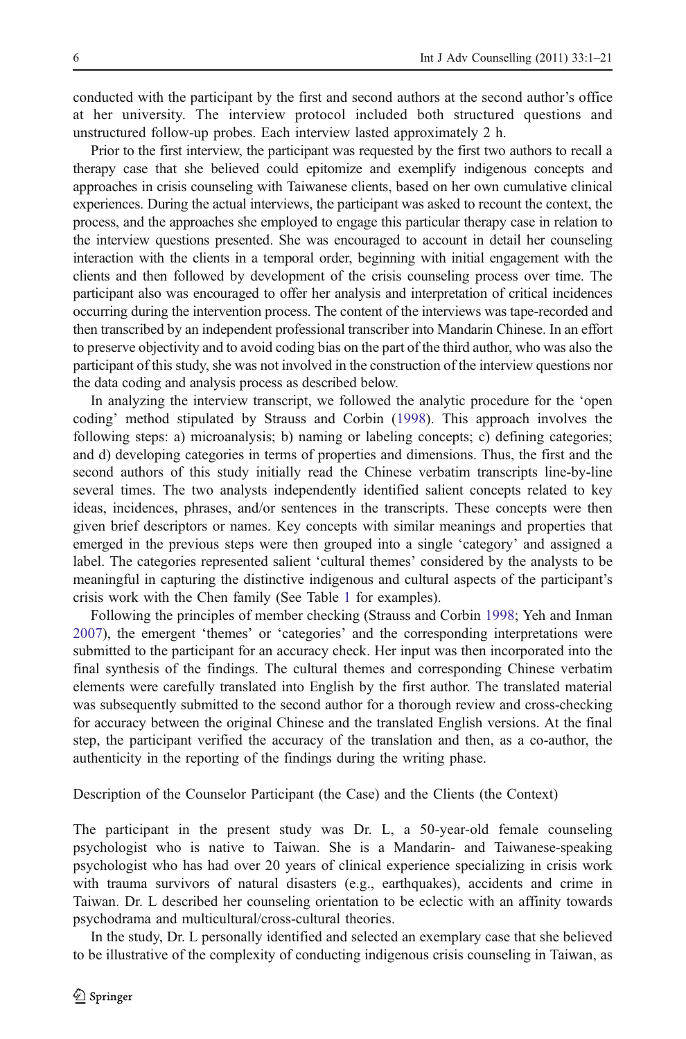conducted with the participant by the first and second authors at the second author's office at her university. The interview protocol included both structured questions and unstructured follow-up probes. Each interview lasted approximately 2 h.

Prior to the first interview, the participant was requested by the first two authors to recall a therapy case that she believed could epitomize and exemplify indigenous concepts and approaches in crisis counseling with Taiwanese clients, based on her own cumulative clinical experiences. During the actual interviews, the participant was asked to recount the context, the process, and the approaches she employed to engage this particular therapy case in relation to the interview questions presented. She was encouraged to account in detail her counseling interaction with the clients in a temporal order, beginning with initial engagement with the clients and then followed by development of the crisis counseling process over time. The participant also was encouraged to offer her analysis and interpretation of critical incidences occurring during the intervention process. The content of the interviews was tape-recorded and then transcribed by an independent professional transcriber into Mandarin Chinese. In an effort to preserve objectivity and to avoid coding bias on the part of the third author, who was also the participant of this study, she was not involved in the construction of the interview questions nor the data coding and analysis process as described below.

In analyzing the interview transcript, we followed the analytic procedure for the 'open coding' method stipulated by Strauss and Corbin (1998). This approach involves the following steps: a) microanalysis; b) naming or labeling concepts; c) defining categories; and d) developing categories in terms of properties and dimensions. Thus, the first and the second authors of this study initially read the Chinese verbatim transcripts line-by-line several times. The two analysts independently identified salient concepts related to key ideas, incidences, phrases, and/or sentences in the transcripts. These concepts were then given brief descriptors or names. Key concepts with similar meanings and properties that emerged in the previous steps were then grouped into a single 'category' and assigned a label. The categories represented salient 'cultural themes' considered by the analysts to be meaningful in capturing the distinctive indigenous and cultural aspects of the participant's crisis work with the Chen family (See Table 1 for examples).

Following the principles of member checking (Strauss and Corbin 1998; Yeh and Inman 2007), the emergent 'themes' or 'categories' and the corresponding interpretations were submitted to the participant for an accuracy check. Her input was then incorporated into the final synthesis of the findings. The cultural themes and corresponding Chinese verbatim elements were carefully translated into English by the first author. The translated material was subsequently submitted to the second author for a thorough review and cross-checking for accuracy between the original Chinese and the translated English versions. At the final step, the participant verified the accuracy of the translation and then, as a co-author, the authenticity in the reporting of the findings during the writing phase.

## Description of the Counselor Participant (the Case) and the Clients (the Context)

The participant in the present study was Dr. L, a 50-year-old female counseling psychologist who is native to Taiwan. She is a Mandarin- and Taiwanese-speaking psychologist who has had over 20 years of clinical experience specializing in crisis work with trauma survivors of natural disasters (e.g., earthquakes), accidents and crime in Taiwan. Dr. L described her counseling orientation to be eclectic with an affinity towards psychodrama and multicultural/cross-cultural theories.

In the study, Dr. L personally identified and selected an exemplary case that she believed to be illustrative of the complexity of conducting indigenous crisis counseling in Taiwan, as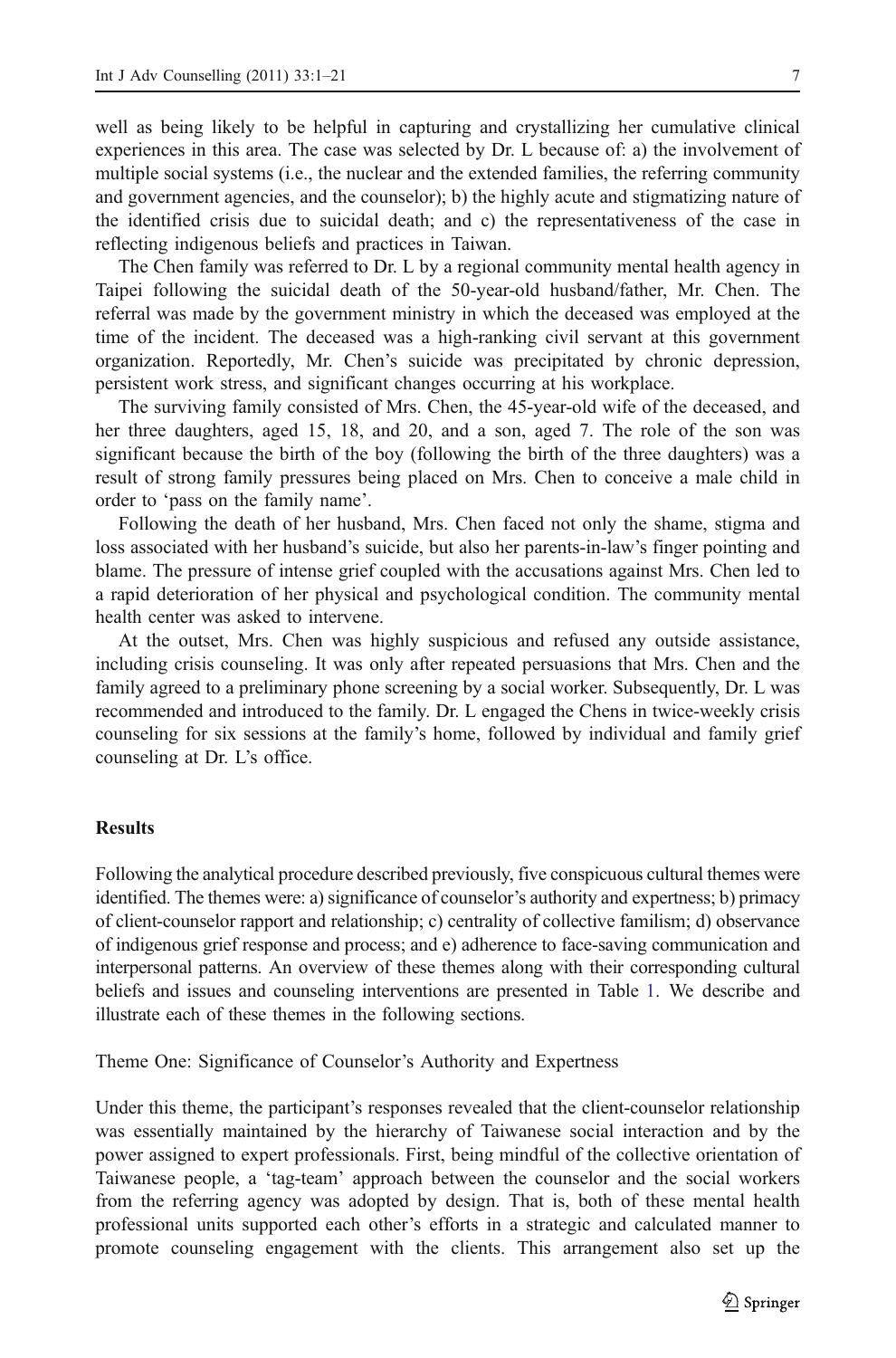well as being likely to be helpful in capturing and crystallizing her cumulative clinical experiences in this area. The case was selected by Dr. L because of: a) the involvement of multiple social systems (i.e., the nuclear and the extended families, the referring community and government agencies, and the counselor); b) the highly acute and stigmatizing nature of the identified crisis due to suicidal death; and c) the representativeness of the case in reflecting indigenous beliefs and practices in Taiwan.

The Chen family was referred to Dr. L by a regional community mental health agency in Taipei following the suicidal death of the 50-year-old husband/father, Mr. Chen. The referral was made by the government ministry in which the deceased was employed at the time of the incident. The deceased was a high-ranking civil servant at this government organization. Reportedly, Mr. Chen's suicide was precipitated by chronic depression, persistent work stress, and significant changes occurring at his workplace.

The surviving family consisted of Mrs. Chen, the 45-year-old wife of the deceased, and her three daughters, aged 15, 18, and 20, and a son, aged 7. The role of the son was significant because the birth of the boy (following the birth of the three daughters) was a result of strong family pressures being placed on Mrs. Chen to conceive a male child in order to 'pass on the family name'.

Following the death of her husband, Mrs. Chen faced not only the shame, stigma and loss associated with her husband's suicide, but also her parents-in-law's finger pointing and blame. The pressure of intense grief coupled with the accusations against Mrs. Chen led to a rapid deterioration of her physical and psychological condition. The community mental health center was asked to intervene.

At the outset, Mrs. Chen was highly suspicious and refused any outside assistance, including crisis counseling. It was only after repeated persuasions that Mrs. Chen and the family agreed to a preliminary phone screening by a social worker. Subsequently, Dr. L was recommended and introduced to the family. Dr. L engaged the Chens in twice-weekly crisis counseling for six sessions at the family's home, followed by individual and family grief counseling at Dr. L's office.

## Results

Following the analytical procedure described previously, five conspicuous cultural themes were identified. The themes were: a) significance of counselor's authority and expertness; b) primacy of client-counselor rapport and relationship; c) centrality of collective familism; d) observance of indigenous grief response and process; and e) adherence to face-saving communication and interpersonal patterns. An overview of these themes along with their corresponding cultural beliefs and issues and counseling interventions are presented in Table 1. We describe and illustrate each of these themes in the following sections.

### Theme One: Significance of Counselor's Authority and Expertness

Under this theme, the participant's responses revealed that the client-counselor relationship was essentially maintained by the hierarchy of Taiwanese social interaction and by the power assigned to expert professionals. First, being mindful of the collective orientation of Taiwanese people, a 'tag-team' approach between the counselor and the social workers from the referring agency was adopted by design. That is, both of these mental health professional units supported each other's efforts in a strategic and calculated manner to promote counseling engagement with the clients. This arrangement also set up the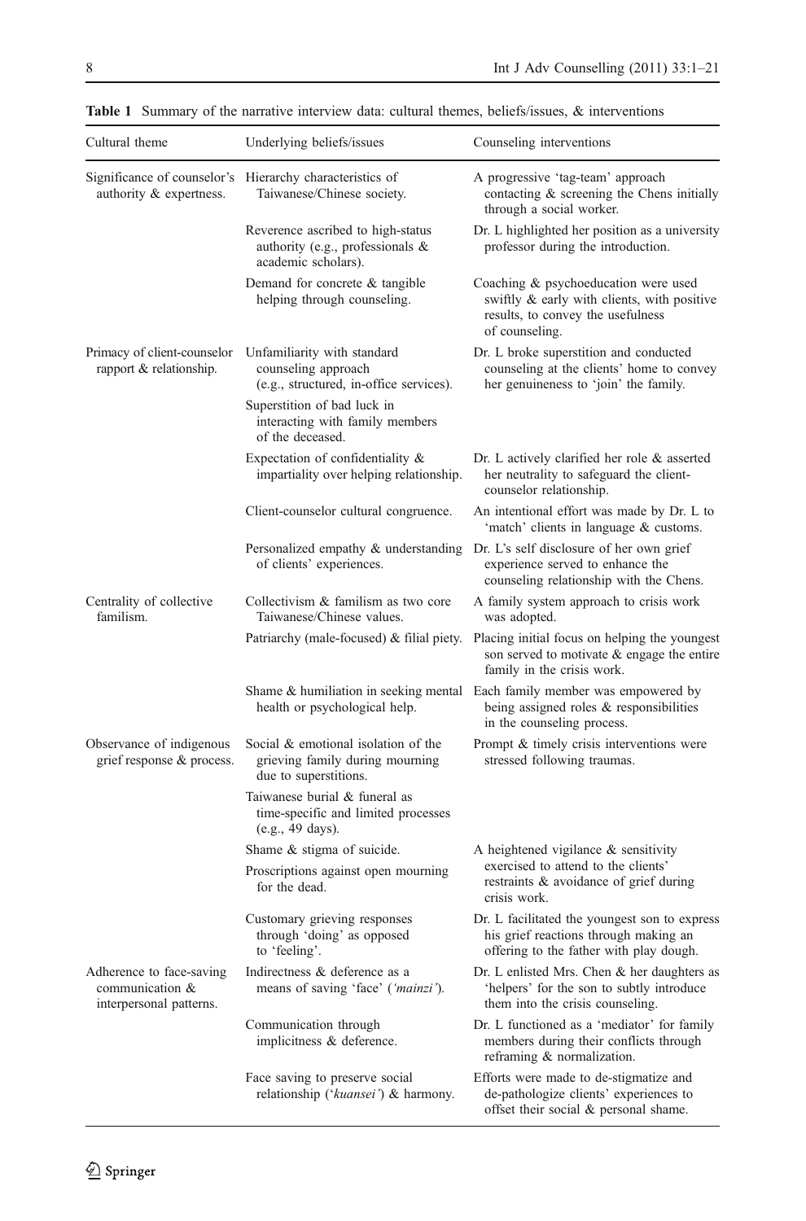**Table 1** Summary of the narrative interview data: cultural themes, beliefs/issues, & interventions

| Cultural theme | Underlying beliefs/issues | Counseling interventions |
|---|---|---|
| Significance of counselor's authority & expertness. | Hierarchy characteristics of Taiwanese/Chinese society. | A progressive 'tag-team' approach contacting & screening the Chens initially through a social worker. |
| | Reverence ascribed to high-status authority (e.g., professionals & academic scholars). | Dr. L highlighted her position as a university professor during the introduction. |
| | Demand for concrete & tangible helping through counseling. | Coaching & psychoeducation were used swiftly & early with clients, with positive results, to convey the usefulness of counseling. |
| Primacy of client-counselor rapport & relationship. | Unfamiliarity with standard counseling approach (e.g., structured, in-office services). | Dr. L broke superstition and conducted counseling at the clients' home to convey her genuineness to 'join' the family. |
| | Superstition of bad luck in interacting with family members of the deceased. | |
| | Expectation of confidentiality & impartiality over helping relationship. | Dr. L actively clarified her role & asserted her neutrality to safeguard the client-counselor relationship. |
| | Client-counselor cultural congruence. | An intentional effort was made by Dr. L to 'match' clients in language & customs. |
| | Personalized empathy & understanding of clients' experiences. | Dr. L's self disclosure of her own grief experience served to enhance the counseling relationship with the Chens. |
| Centrality of collective familism. | Collectivism & familism as two core Taiwanese/Chinese values. | A family system approach to crisis work was adopted. |
| | Patriarchy (male-focused) & filial piety. | Placing initial focus on helping the youngest son served to motivate & engage the entire family in the crisis work. |
| | Shame & humiliation in seeking mental health or psychological help. | Each family member was empowered by being assigned roles & responsibilities in the counseling process. |
| Observance of indigenous grief response & process. | Social & emotional isolation of the grieving family during mourning due to superstitions. | Prompt & timely crisis interventions were stressed following traumas. |
| | Taiwanese burial & funeral as time-specific and limited processes (e.g., 49 days). | |
| | Shame & stigma of suicide. | A heightened vigilance & sensitivity exercised to attend to the clients' restraints & avoidance of grief during crisis work. |
| | Proscriptions against open mourning for the dead. | |
| | Customary grieving responses through 'doing' as opposed to 'feeling'. | Dr. L facilitated the youngest son to express his grief reactions through making an offering to the father with play dough. |
| Adherence to face-saving communication & interpersonal patterns. | Indirectness & deference as a means of saving 'face' (*'mainzi'*). | Dr. L enlisted Mrs. Chen & her daughters as 'helpers' for the son to subtly introduce them into the crisis counseling. |
| | Communication through implicitness & deference. | Dr. L functioned as a 'mediator' for family members during their conflicts through reframing & normalization. |
| | Face saving to preserve social relationship (*'kuansei'*) & harmony. | Efforts were made to de-stigmatize and de-pathologize clients' experiences to offset their social & personal shame. |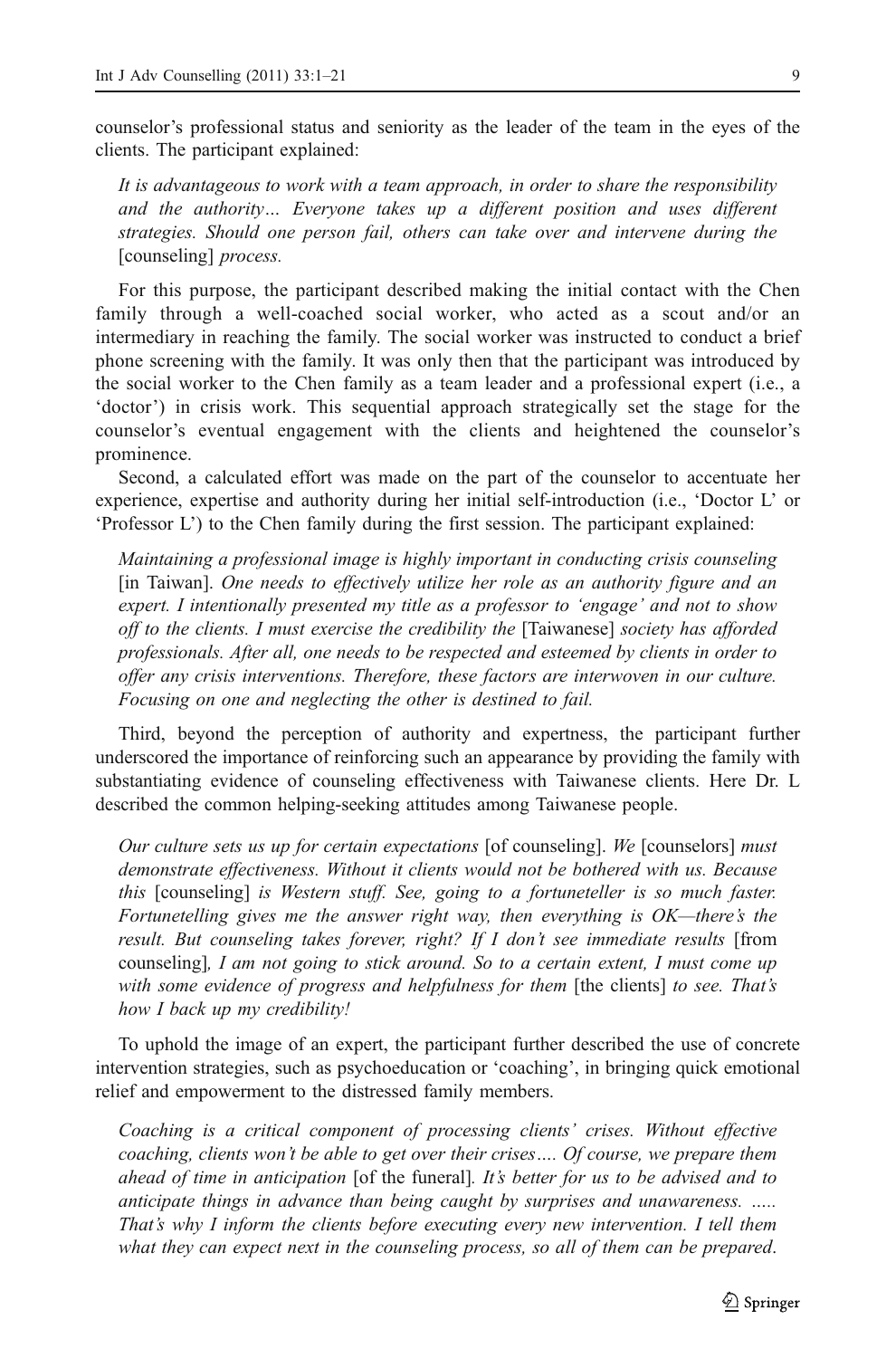counselor's professional status and seniority as the leader of the team in the eyes of the clients. The participant explained:

> *It is advantageous to work with a team approach, in order to share the responsibility and the authority… Everyone takes up a different position and uses different strategies. Should one person fail, others can take over and intervene during the* [counseling] *process.*

For this purpose, the participant described making the initial contact with the Chen family through a well-coached social worker, who acted as a scout and/or an intermediary in reaching the family. The social worker was instructed to conduct a brief phone screening with the family. It was only then that the participant was introduced by the social worker to the Chen family as a team leader and a professional expert (i.e., a 'doctor') in crisis work. This sequential approach strategically set the stage for the counselor's eventual engagement with the clients and heightened the counselor's prominence.

Second, a calculated effort was made on the part of the counselor to accentuate her experience, expertise and authority during her initial self-introduction (i.e., 'Doctor L' or 'Professor L') to the Chen family during the first session. The participant explained:

> *Maintaining a professional image is highly important in conducting crisis counseling* [in Taiwan]. *One needs to effectively utilize her role as an authority figure and an expert. I intentionally presented my title as a professor to 'engage' and not to show off to the clients. I must exercise the credibility the* [Taiwanese] *society has afforded professionals. After all, one needs to be respected and esteemed by clients in order to offer any crisis interventions. Therefore, these factors are interwoven in our culture. Focusing on one and neglecting the other is destined to fail.*

Third, beyond the perception of authority and expertness, the participant further underscored the importance of reinforcing such an appearance by providing the family with substantiating evidence of counseling effectiveness with Taiwanese clients. Here Dr. L described the common helping-seeking attitudes among Taiwanese people.

> *Our culture sets us up for certain expectations* [of counseling]. *We* [counselors] *must demonstrate effectiveness. Without it clients would not be bothered with us. Because this* [counseling] *is Western stuff. See, going to a fortuneteller is so much faster. Fortunetelling gives me the answer right way, then everything is OK—there's the result. But counseling takes forever, right? If I don't see immediate results* [from counseling]*, I am not going to stick around. So to a certain extent, I must come up with some evidence of progress and helpfulness for them* [the clients] *to see. That's how I back up my credibility!*

To uphold the image of an expert, the participant further described the use of concrete intervention strategies, such as psychoeducation or 'coaching', in bringing quick emotional relief and empowerment to the distressed family members.

> *Coaching is a critical component of processing clients' crises. Without effective coaching, clients won't be able to get over their crises…. Of course, we prepare them ahead of time in anticipation* [of the funeral]*. It's better for us to be advised and to anticipate things in advance than being caught by surprises and unawareness. ….. That's why I inform the clients before executing every new intervention. I tell them what they can expect next in the counseling process, so all of them can be prepared.*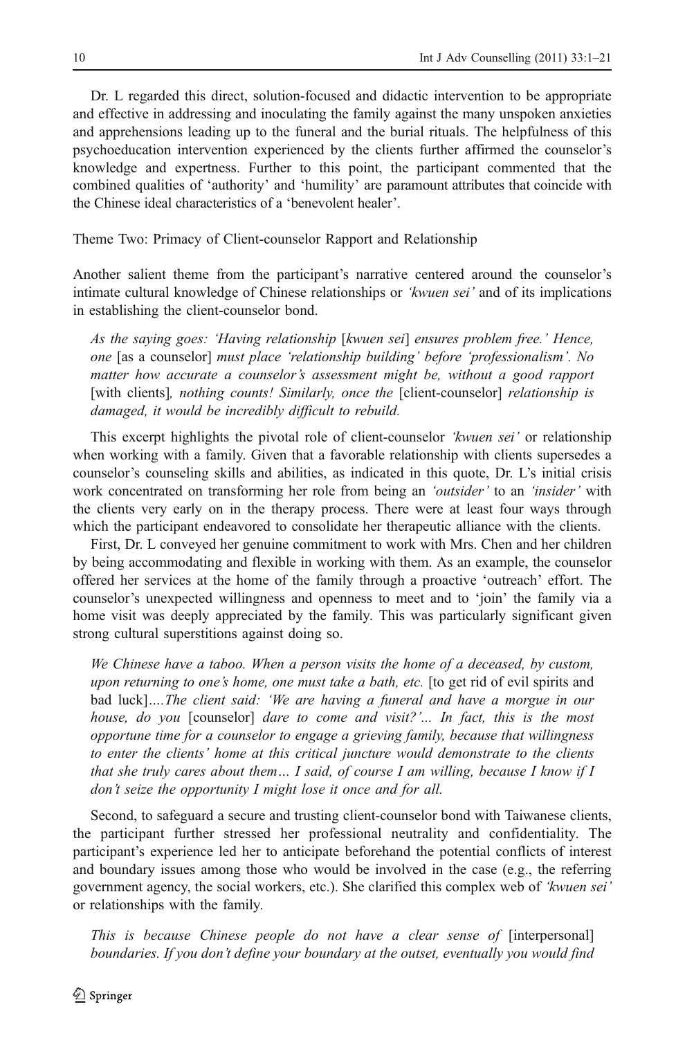Dr. L regarded this direct, solution-focused and didactic intervention to be appropriate and effective in addressing and inoculating the family against the many unspoken anxieties and apprehensions leading up to the funeral and the burial rituals. The helpfulness of this psychoeducation intervention experienced by the clients further affirmed the counselor's knowledge and expertness. Further to this point, the participant commented that the combined qualities of 'authority' and 'humility' are paramount attributes that coincide with the Chinese ideal characteristics of a 'benevolent healer'.

Theme Two: Primacy of Client-counselor Rapport and Relationship

Another salient theme from the participant's narrative centered around the counselor's intimate cultural knowledge of Chinese relationships or *'kwuen sei'* and of its implications in establishing the client-counselor bond.

> *As the saying goes: 'Having relationship* [*kwuen sei*] *ensures problem free.' Hence, one* [as a counselor] *must place 'relationship building' before 'professionalism'. No matter how accurate a counselor's assessment might be, without a good rapport* [with clients]*, nothing counts! Similarly, once the* [client-counselor] *relationship is damaged, it would be incredibly difficult to rebuild.*

This excerpt highlights the pivotal role of client-counselor *'kwuen sei'* or relationship when working with a family. Given that a favorable relationship with clients supersedes a counselor's counseling skills and abilities, as indicated in this quote, Dr. L's initial crisis work concentrated on transforming her role from being an *'outsider'* to an *'insider'* with the clients very early on in the therapy process. There were at least four ways through which the participant endeavored to consolidate her therapeutic alliance with the clients.

First, Dr. L conveyed her genuine commitment to work with Mrs. Chen and her children by being accommodating and flexible in working with them. As an example, the counselor offered her services at the home of the family through a proactive 'outreach' effort. The counselor's unexpected willingness and openness to meet and to 'join' the family via a home visit was deeply appreciated by the family. This was particularly significant given strong cultural superstitions against doing so.

> *We Chinese have a taboo. When a person visits the home of a deceased, by custom, upon returning to one's home, one must take a bath, etc.* [to get rid of evil spirits and bad luck]*....The client said: 'We are having a funeral and have a morgue in our house, do you* [counselor] *dare to come and visit?'... In fact, this is the most opportune time for a counselor to engage a grieving family, because that willingness to enter the clients' home at this critical juncture would demonstrate to the clients that she truly cares about them… I said, of course I am willing, because I know if I don't seize the opportunity I might lose it once and for all.*

Second, to safeguard a secure and trusting client-counselor bond with Taiwanese clients, the participant further stressed her professional neutrality and confidentiality. The participant's experience led her to anticipate beforehand the potential conflicts of interest and boundary issues among those who would be involved in the case (e.g., the referring government agency, the social workers, etc.). She clarified this complex web of *'kwuen sei'* or relationships with the family.

> *This is because Chinese people do not have a clear sense of* [interpersonal] *boundaries. If you don't define your boundary at the outset, eventually you would find*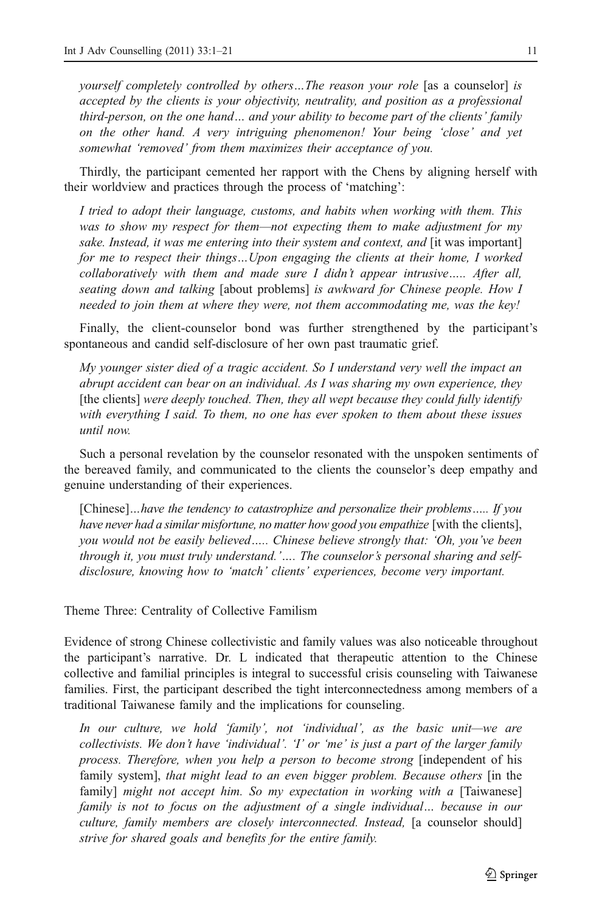*yourself completely controlled by others…The reason your role* [as a counselor] *is accepted by the clients is your objectivity, neutrality, and position as a professional third-person, on the one hand… and your ability to become part of the clients' family on the other hand. A very intriguing phenomenon! Your being 'close' and yet somewhat 'removed' from them maximizes their acceptance of you.*

Thirdly, the participant cemented her rapport with the Chens by aligning herself with their worldview and practices through the process of 'matching':

> *I tried to adopt their language, customs, and habits when working with them. This was to show my respect for them—not expecting them to make adjustment for my sake. Instead, it was me entering into their system and context, and* [it was important] *for me to respect their things…Upon engaging the clients at their home, I worked collaboratively with them and made sure I didn't appear intrusive….. After all, seating down and talking* [about problems] *is awkward for Chinese people. How I needed to join them at where they were, not them accommodating me, was the key!*

Finally, the client-counselor bond was further strengthened by the participant's spontaneous and candid self-disclosure of her own past traumatic grief.

> *My younger sister died of a tragic accident. So I understand very well the impact an abrupt accident can bear on an individual. As I was sharing my own experience, they* [the clients] *were deeply touched. Then, they all wept because they could fully identify with everything I said. To them, no one has ever spoken to them about these issues until now.*

Such a personal revelation by the counselor resonated with the unspoken sentiments of the bereaved family, and communicated to the clients the counselor's deep empathy and genuine understanding of their experiences.

> [Chinese]*…have the tendency to catastrophize and personalize their problems….. If you have never had a similar misfortune, no matter how good you empathize* [with the clients], *you would not be easily believed….. Chinese believe strongly that: 'Oh, you've been through it, you must truly understand.'…. The counselor's personal sharing and self-disclosure, knowing how to 'match' clients' experiences, become very important.*

### Theme Three: Centrality of Collective Familism

Evidence of strong Chinese collectivistic and family values was also noticeable throughout the participant's narrative. Dr. L indicated that therapeutic attention to the Chinese collective and familial principles is integral to successful crisis counseling with Taiwanese families. First, the participant described the tight interconnectedness among members of a traditional Taiwanese family and the implications for counseling.

> *In our culture, we hold 'family', not 'individual', as the basic unit—we are collectivists. We don't have 'individual'. 'I' or 'me' is just a part of the larger family process. Therefore, when you help a person to become strong* [independent of his family system], *that might lead to an even bigger problem. Because others* [in the family] *might not accept him. So my expectation in working with a* [Taiwanese] *family is not to focus on the adjustment of a single individual… because in our culture, family members are closely interconnected. Instead,* [a counselor should] *strive for shared goals and benefits for the entire family.*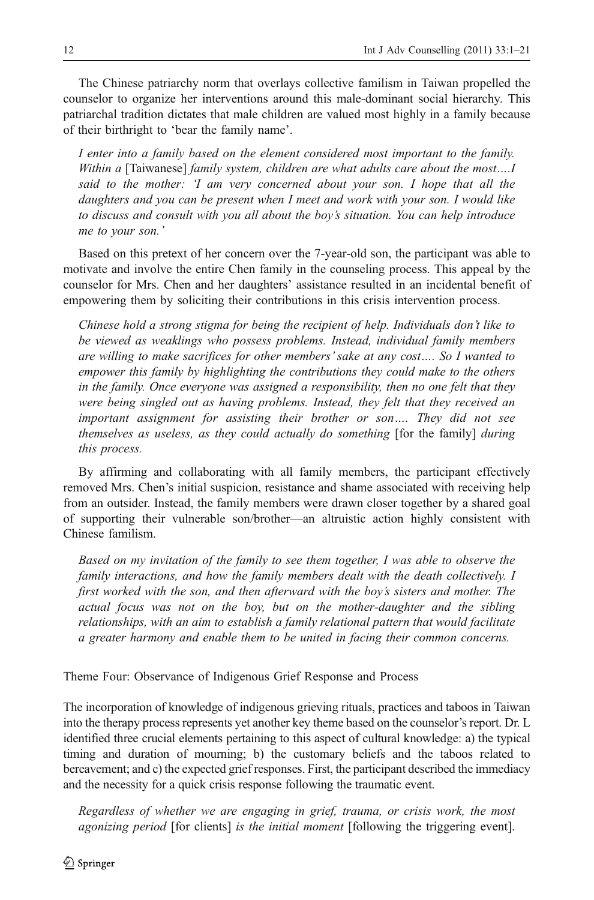The Chinese patriarchy norm that overlays collective familism in Taiwan propelled the counselor to organize her interventions around this male-dominant social hierarchy. This patriarchal tradition dictates that male children are valued most highly in a family because of their birthright to 'bear the family name'.

> *I enter into a family based on the element considered most important to the family. Within a* [Taiwanese] *family system, children are what adults care about the most….I said to the mother: 'I am very concerned about your son. I hope that all the daughters and you can be present when I meet and work with your son. I would like to discuss and consult with you all about the boy's situation. You can help introduce me to your son.'*

Based on this pretext of her concern over the 7-year-old son, the participant was able to motivate and involve the entire Chen family in the counseling process. This appeal by the counselor for Mrs. Chen and her daughters' assistance resulted in an incidental benefit of empowering them by soliciting their contributions in this crisis intervention process.

> *Chinese hold a strong stigma for being the recipient of help. Individuals don't like to be viewed as weaklings who possess problems. Instead, individual family members are willing to make sacrifices for other members' sake at any cost…. So I wanted to empower this family by highlighting the contributions they could make to the others in the family. Once everyone was assigned a responsibility, then no one felt that they were being singled out as having problems. Instead, they felt that they received an important assignment for assisting their brother or son…. They did not see themselves as useless, as they could actually do something* [for the family] *during this process.*

By affirming and collaborating with all family members, the participant effectively removed Mrs. Chen's initial suspicion, resistance and shame associated with receiving help from an outsider. Instead, the family members were drawn closer together by a shared goal of supporting their vulnerable son/brother—an altruistic action highly consistent with Chinese familism.

> *Based on my invitation of the family to see them together, I was able to observe the family interactions, and how the family members dealt with the death collectively. I first worked with the son, and then afterward with the boy's sisters and mother. The actual focus was not on the boy, but on the mother-daughter and the sibling relationships, with an aim to establish a family relational pattern that would facilitate a greater harmony and enable them to be united in facing their common concerns.*

### Theme Four: Observance of Indigenous Grief Response and Process

The incorporation of knowledge of indigenous grieving rituals, practices and taboos in Taiwan into the therapy process represents yet another key theme based on the counselor's report. Dr. L identified three crucial elements pertaining to this aspect of cultural knowledge: a) the typical timing and duration of mourning; b) the customary beliefs and the taboos related to bereavement; and c) the expected grief responses. First, the participant described the immediacy and the necessity for a quick crisis response following the traumatic event.

> *Regardless of whether we are engaging in grief, trauma, or crisis work, the most agonizing period* [for clients] *is the initial moment* [following the triggering event].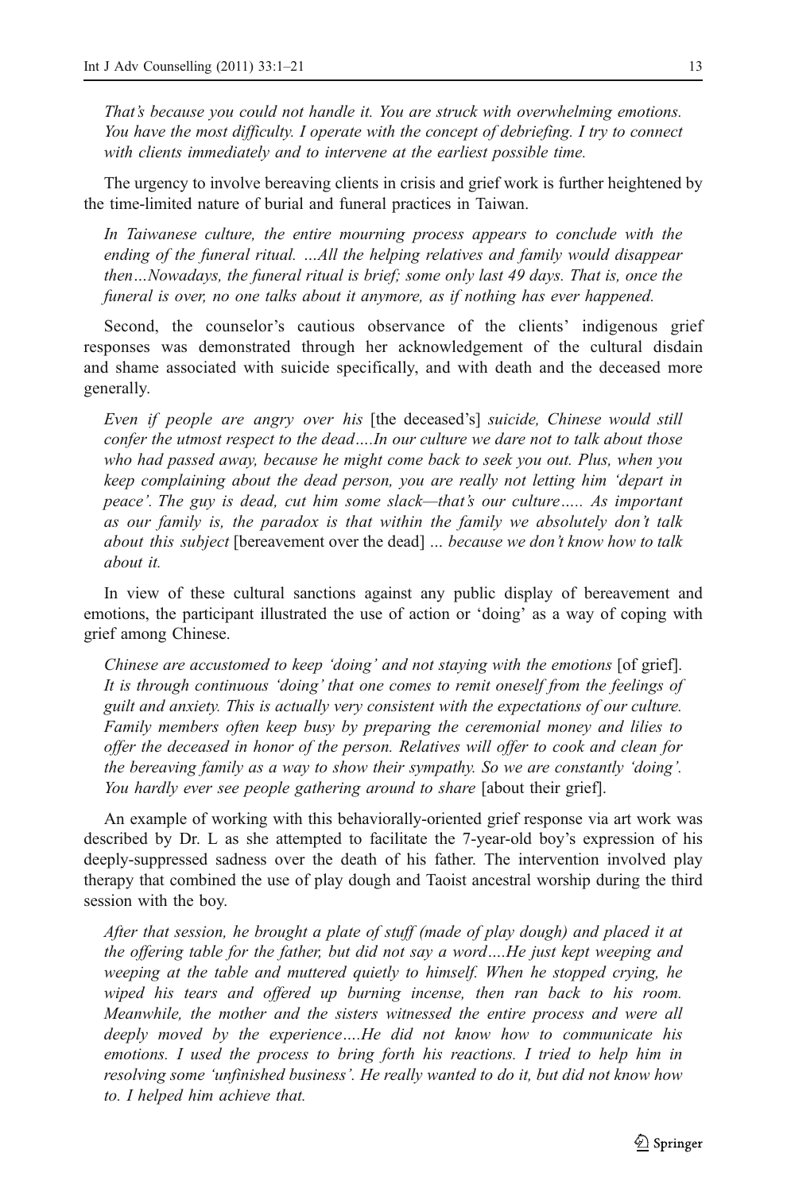*That's because you could not handle it. You are struck with overwhelming emotions. You have the most difficulty. I operate with the concept of debriefing. I try to connect with clients immediately and to intervene at the earliest possible time.*

The urgency to involve bereaving clients in crisis and grief work is further heightened by the time-limited nature of burial and funeral practices in Taiwan.

*In Taiwanese culture, the entire mourning process appears to conclude with the ending of the funeral ritual. …All the helping relatives and family would disappear then…Nowadays, the funeral ritual is brief; some only last 49 days. That is, once the funeral is over, no one talks about it anymore, as if nothing has ever happened.*

Second, the counselor's cautious observance of the clients' indigenous grief responses was demonstrated through her acknowledgement of the cultural disdain and shame associated with suicide specifically, and with death and the deceased more generally.

*Even if people are angry over his* [the deceased's] *suicide, Chinese would still confer the utmost respect to the dead….In our culture we dare not to talk about those who had passed away, because he might come back to seek you out. Plus, when you keep complaining about the dead person, you are really not letting him 'depart in peace'. The guy is dead, cut him some slack—that's our culture….. As important as our family is, the paradox is that within the family we absolutely don't talk about this subject* [bereavement over the dead] *... because we don't know how to talk about it.*

In view of these cultural sanctions against any public display of bereavement and emotions, the participant illustrated the use of action or 'doing' as a way of coping with grief among Chinese.

*Chinese are accustomed to keep 'doing' and not staying with the emotions* [of grief]. *It is through continuous 'doing' that one comes to remit oneself from the feelings of guilt and anxiety. This is actually very consistent with the expectations of our culture. Family members often keep busy by preparing the ceremonial money and lilies to offer the deceased in honor of the person. Relatives will offer to cook and clean for the bereaving family as a way to show their sympathy. So we are constantly 'doing'. You hardly ever see people gathering around to share* [about their grief].

An example of working with this behaviorally-oriented grief response via art work was described by Dr. L as she attempted to facilitate the 7-year-old boy's expression of his deeply-suppressed sadness over the death of his father. The intervention involved play therapy that combined the use of play dough and Taoist ancestral worship during the third session with the boy.

*After that session, he brought a plate of stuff (made of play dough) and placed it at the offering table for the father, but did not say a word….He just kept weeping and weeping at the table and muttered quietly to himself. When he stopped crying, he wiped his tears and offered up burning incense, then ran back to his room. Meanwhile, the mother and the sisters witnessed the entire process and were all deeply moved by the experience….He did not know how to communicate his emotions. I used the process to bring forth his reactions. I tried to help him in resolving some 'unfinished business'. He really wanted to do it, but did not know how to. I helped him achieve that.*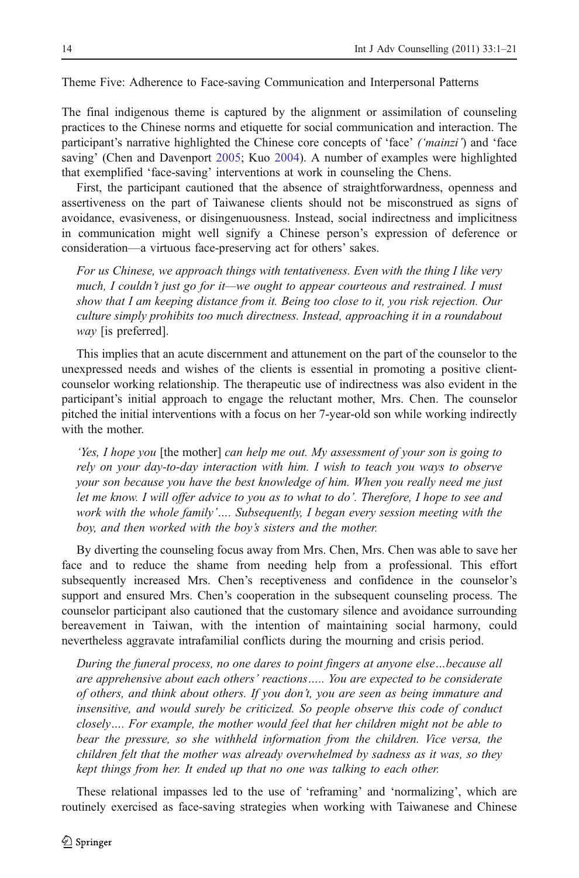Theme Five: Adherence to Face-saving Communication and Interpersonal Patterns

The final indigenous theme is captured by the alignment or assimilation of counseling practices to the Chinese norms and etiquette for social communication and interaction. The participant's narrative highlighted the Chinese core concepts of 'face' *('mainzi')* and 'face saving' (Chen and Davenport 2005; Kuo 2004). A number of examples were highlighted that exemplified 'face-saving' interventions at work in counseling the Chens.

First, the participant cautioned that the absence of straightforwardness, openness and assertiveness on the part of Taiwanese clients should not be misconstrued as signs of avoidance, evasiveness, or disingenuousness. Instead, social indirectness and implicitness in communication might well signify a Chinese person's expression of deference or consideration—a virtuous face-preserving act for others' sakes.

> *For us Chinese, we approach things with tentativeness. Even with the thing I like very much, I couldn't just go for it—we ought to appear courteous and restrained. I must show that I am keeping distance from it. Being too close to it, you risk rejection. Our culture simply prohibits too much directness. Instead, approaching it in a roundabout way* [is preferred].

This implies that an acute discernment and attunement on the part of the counselor to the unexpressed needs and wishes of the clients is essential in promoting a positive client-counselor working relationship. The therapeutic use of indirectness was also evident in the participant's initial approach to engage the reluctant mother, Mrs. Chen. The counselor pitched the initial interventions with a focus on her 7-year-old son while working indirectly with the mother.

> *'Yes, I hope you* [the mother] *can help me out. My assessment of your son is going to rely on your day-to-day interaction with him. I wish to teach you ways to observe your son because you have the best knowledge of him. When you really need me just let me know. I will offer advice to you as to what to do'. Therefore, I hope to see and work with the whole family'…. Subsequently, I began every session meeting with the boy, and then worked with the boy's sisters and the mother.*

By diverting the counseling focus away from Mrs. Chen, Mrs. Chen was able to save her face and to reduce the shame from needing help from a professional. This effort subsequently increased Mrs. Chen's receptiveness and confidence in the counselor's support and ensured Mrs. Chen's cooperation in the subsequent counseling process. The counselor participant also cautioned that the customary silence and avoidance surrounding bereavement in Taiwan, with the intention of maintaining social harmony, could nevertheless aggravate intrafamilial conflicts during the mourning and crisis period.

> *During the funeral process, no one dares to point fingers at anyone else…because all are apprehensive about each others' reactions….. You are expected to be considerate of others, and think about others. If you don't, you are seen as being immature and insensitive, and would surely be criticized. So people observe this code of conduct closely…. For example, the mother would feel that her children might not be able to bear the pressure, so she withheld information from the children. Vice versa, the children felt that the mother was already overwhelmed by sadness as it was, so they kept things from her. It ended up that no one was talking to each other.*

These relational impasses led to the use of 'reframing' and 'normalizing', which are routinely exercised as face-saving strategies when working with Taiwanese and Chinese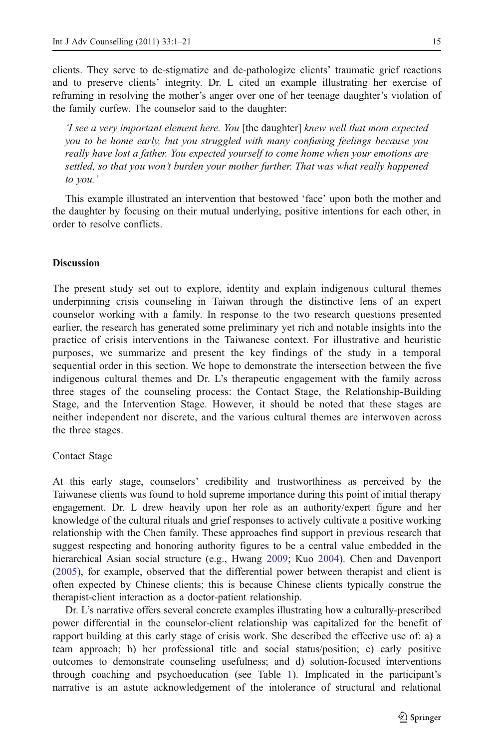clients. They serve to de-stigmatize and de-pathologize clients' traumatic grief reactions and to preserve clients' integrity. Dr. L cited an example illustrating her exercise of reframing in resolving the mother's anger over one of her teenage daughter's violation of the family curfew. The counselor said to the daughter:

> *'I see a very important element here. You* [the daughter] *knew well that mom expected you to be home early, but you struggled with many confusing feelings because you really have lost a father. You expected yourself to come home when your emotions are settled, so that you won't burden your mother further. That was what really happened to you.'*

This example illustrated an intervention that bestowed 'face' upon both the mother and the daughter by focusing on their mutual underlying, positive intentions for each other, in order to resolve conflicts.

## Discussion

The present study set out to explore, identity and explain indigenous cultural themes underpinning crisis counseling in Taiwan through the distinctive lens of an expert counselor working with a family. In response to the two research questions presented earlier, the research has generated some preliminary yet rich and notable insights into the practice of crisis interventions in the Taiwanese context. For illustrative and heuristic purposes, we summarize and present the key findings of the study in a temporal sequential order in this section. We hope to demonstrate the intersection between the five indigenous cultural themes and Dr. L's therapeutic engagement with the family across three stages of the counseling process: the Contact Stage, the Relationship-Building Stage, and the Intervention Stage. However, it should be noted that these stages are neither independent nor discrete, and the various cultural themes are interwoven across the three stages.

### Contact Stage

At this early stage, counselors' credibility and trustworthiness as perceived by the Taiwanese clients was found to hold supreme importance during this point of initial therapy engagement. Dr. L drew heavily upon her role as an authority/expert figure and her knowledge of the cultural rituals and grief responses to actively cultivate a positive working relationship with the Chen family. These approaches find support in previous research that suggest respecting and honoring authority figures to be a central value embedded in the hierarchical Asian social structure (e.g., Hwang 2009; Kuo 2004). Chen and Davenport (2005), for example, observed that the differential power between therapist and client is often expected by Chinese clients; this is because Chinese clients typically construe the therapist-client interaction as a doctor-patient relationship.

Dr. L's narrative offers several concrete examples illustrating how a culturally-prescribed power differential in the counselor-client relationship was capitalized for the benefit of rapport building at this early stage of crisis work. She described the effective use of: a) a team approach; b) her professional title and social status/position; c) early positive outcomes to demonstrate counseling usefulness; and d) solution-focused interventions through coaching and psychoeducation (see Table 1). Implicated in the participant's narrative is an astute acknowledgement of the intolerance of structural and relational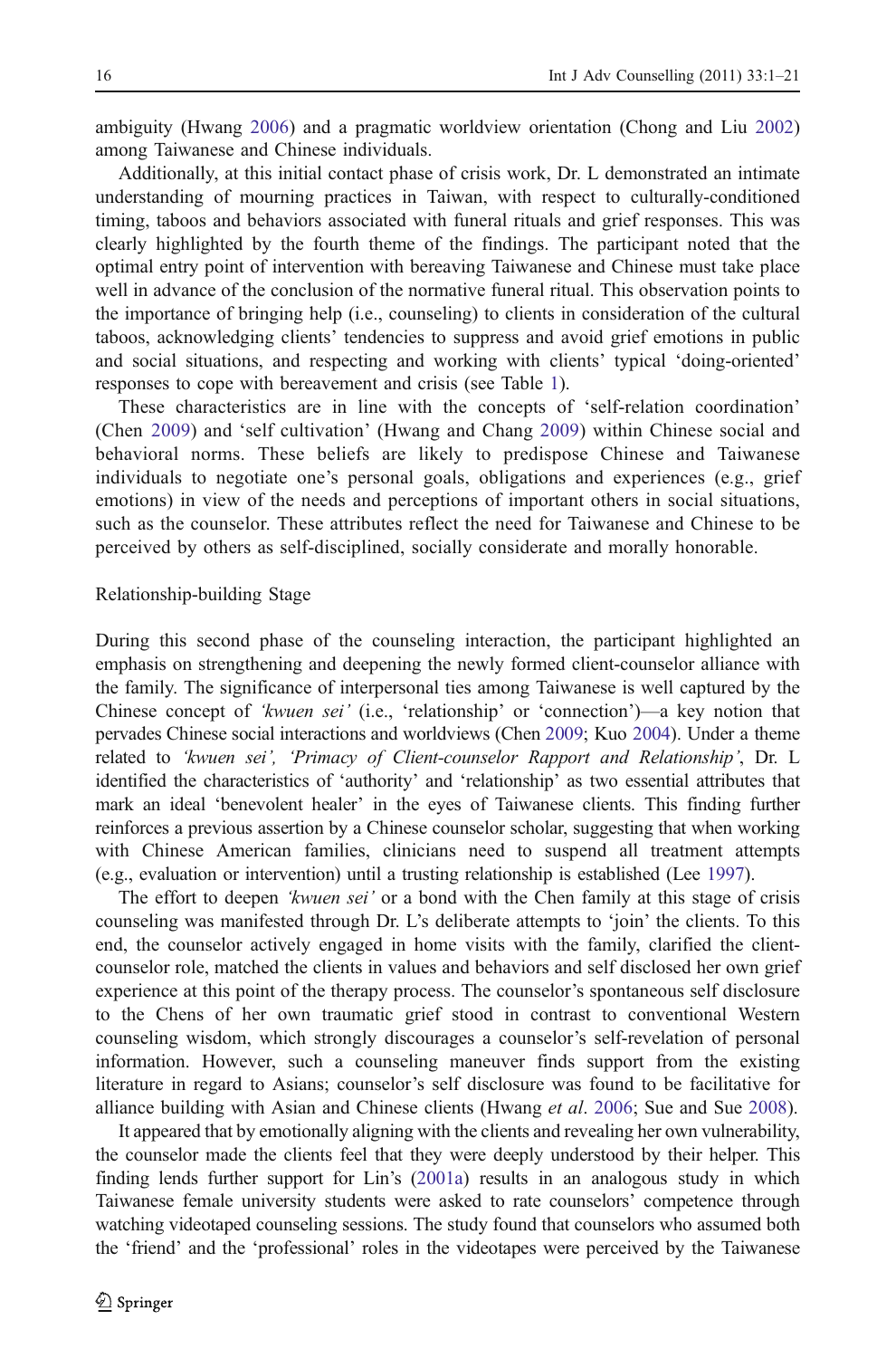ambiguity (Hwang 2006) and a pragmatic worldview orientation (Chong and Liu 2002) among Taiwanese and Chinese individuals.

Additionally, at this initial contact phase of crisis work, Dr. L demonstrated an intimate understanding of mourning practices in Taiwan, with respect to culturally-conditioned timing, taboos and behaviors associated with funeral rituals and grief responses. This was clearly highlighted by the fourth theme of the findings. The participant noted that the optimal entry point of intervention with bereaving Taiwanese and Chinese must take place well in advance of the conclusion of the normative funeral ritual. This observation points to the importance of bringing help (i.e., counseling) to clients in consideration of the cultural taboos, acknowledging clients' tendencies to suppress and avoid grief emotions in public and social situations, and respecting and working with clients' typical 'doing-oriented' responses to cope with bereavement and crisis (see Table 1).

These characteristics are in line with the concepts of 'self-relation coordination' (Chen 2009) and 'self cultivation' (Hwang and Chang 2009) within Chinese social and behavioral norms. These beliefs are likely to predispose Chinese and Taiwanese individuals to negotiate one's personal goals, obligations and experiences (e.g., grief emotions) in view of the needs and perceptions of important others in social situations, such as the counselor. These attributes reflect the need for Taiwanese and Chinese to be perceived by others as self-disciplined, socially considerate and morally honorable.

## Relationship-building Stage

During this second phase of the counseling interaction, the participant highlighted an emphasis on strengthening and deepening the newly formed client-counselor alliance with the family. The significance of interpersonal ties among Taiwanese is well captured by the Chinese concept of *'kwuen sei'* (i.e., 'relationship' or 'connection')—a key notion that pervades Chinese social interactions and worldviews (Chen 2009; Kuo 2004). Under a theme related to *'kwuen sei', 'Primacy of Client-counselor Rapport and Relationship'*, Dr. L identified the characteristics of 'authority' and 'relationship' as two essential attributes that mark an ideal 'benevolent healer' in the eyes of Taiwanese clients. This finding further reinforces a previous assertion by a Chinese counselor scholar, suggesting that when working with Chinese American families, clinicians need to suspend all treatment attempts (e.g., evaluation or intervention) until a trusting relationship is established (Lee 1997).

The effort to deepen *'kwuen sei'* or a bond with the Chen family at this stage of crisis counseling was manifested through Dr. L's deliberate attempts to 'join' the clients. To this end, the counselor actively engaged in home visits with the family, clarified the client-counselor role, matched the clients in values and behaviors and self disclosed her own grief experience at this point of the therapy process. The counselor's spontaneous self disclosure to the Chens of her own traumatic grief stood in contrast to conventional Western counseling wisdom, which strongly discourages a counselor's self-revelation of personal information. However, such a counseling maneuver finds support from the existing literature in regard to Asians; counselor's self disclosure was found to be facilitative for alliance building with Asian and Chinese clients (Hwang *et al*. 2006; Sue and Sue 2008).

It appeared that by emotionally aligning with the clients and revealing her own vulnerability, the counselor made the clients feel that they were deeply understood by their helper. This finding lends further support for Lin's (2001a) results in an analogous study in which Taiwanese female university students were asked to rate counselors' competence through watching videotaped counseling sessions. The study found that counselors who assumed both the 'friend' and the 'professional' roles in the videotapes were perceived by the Taiwanese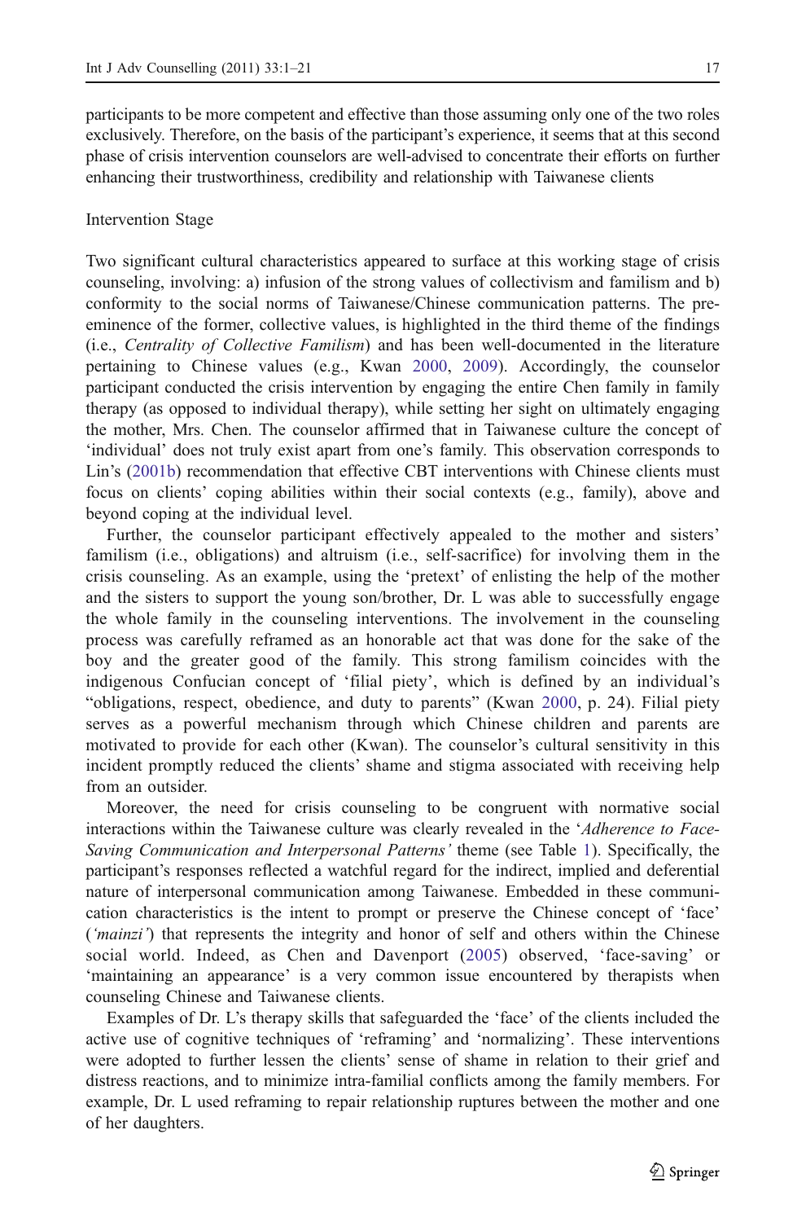participants to be more competent and effective than those assuming only one of the two roles exclusively. Therefore, on the basis of the participant's experience, it seems that at this second phase of crisis intervention counselors are well-advised to concentrate their efforts on further enhancing their trustworthiness, credibility and relationship with Taiwanese clients

Intervention Stage

Two significant cultural characteristics appeared to surface at this working stage of crisis counseling, involving: a) infusion of the strong values of collectivism and familism and b) conformity to the social norms of Taiwanese/Chinese communication patterns. The pre-eminence of the former, collective values, is highlighted in the third theme of the findings (i.e., *Centrality of Collective Familism*) and has been well-documented in the literature pertaining to Chinese values (e.g., Kwan 2000, 2009). Accordingly, the counselor participant conducted the crisis intervention by engaging the entire Chen family in family therapy (as opposed to individual therapy), while setting her sight on ultimately engaging the mother, Mrs. Chen. The counselor affirmed that in Taiwanese culture the concept of 'individual' does not truly exist apart from one's family. This observation corresponds to Lin's (2001b) recommendation that effective CBT interventions with Chinese clients must focus on clients' coping abilities within their social contexts (e.g., family), above and beyond coping at the individual level.

Further, the counselor participant effectively appealed to the mother and sisters' familism (i.e., obligations) and altruism (i.e., self-sacrifice) for involving them in the crisis counseling. As an example, using the 'pretext' of enlisting the help of the mother and the sisters to support the young son/brother, Dr. L was able to successfully engage the whole family in the counseling interventions. The involvement in the counseling process was carefully reframed as an honorable act that was done for the sake of the boy and the greater good of the family. This strong familism coincides with the indigenous Confucian concept of 'filial piety', which is defined by an individual's "obligations, respect, obedience, and duty to parents" (Kwan 2000, p. 24). Filial piety serves as a powerful mechanism through which Chinese children and parents are motivated to provide for each other (Kwan). The counselor's cultural sensitivity in this incident promptly reduced the clients' shame and stigma associated with receiving help from an outsider.

Moreover, the need for crisis counseling to be congruent with normative social interactions within the Taiwanese culture was clearly revealed in the '*Adherence to Face-Saving Communication and Interpersonal Patterns'* theme (see Table 1). Specifically, the participant's responses reflected a watchful regard for the indirect, implied and deferential nature of interpersonal communication among Taiwanese. Embedded in these communication characteristics is the intent to prompt or preserve the Chinese concept of 'face' (*'mainzi'*) that represents the integrity and honor of self and others within the Chinese social world. Indeed, as Chen and Davenport (2005) observed, 'face-saving' or 'maintaining an appearance' is a very common issue encountered by therapists when counseling Chinese and Taiwanese clients.

Examples of Dr. L's therapy skills that safeguarded the 'face' of the clients included the active use of cognitive techniques of 'reframing' and 'normalizing'. These interventions were adopted to further lessen the clients' sense of shame in relation to their grief and distress reactions, and to minimize intra-familial conflicts among the family members. For example, Dr. L used reframing to repair relationship ruptures between the mother and one of her daughters.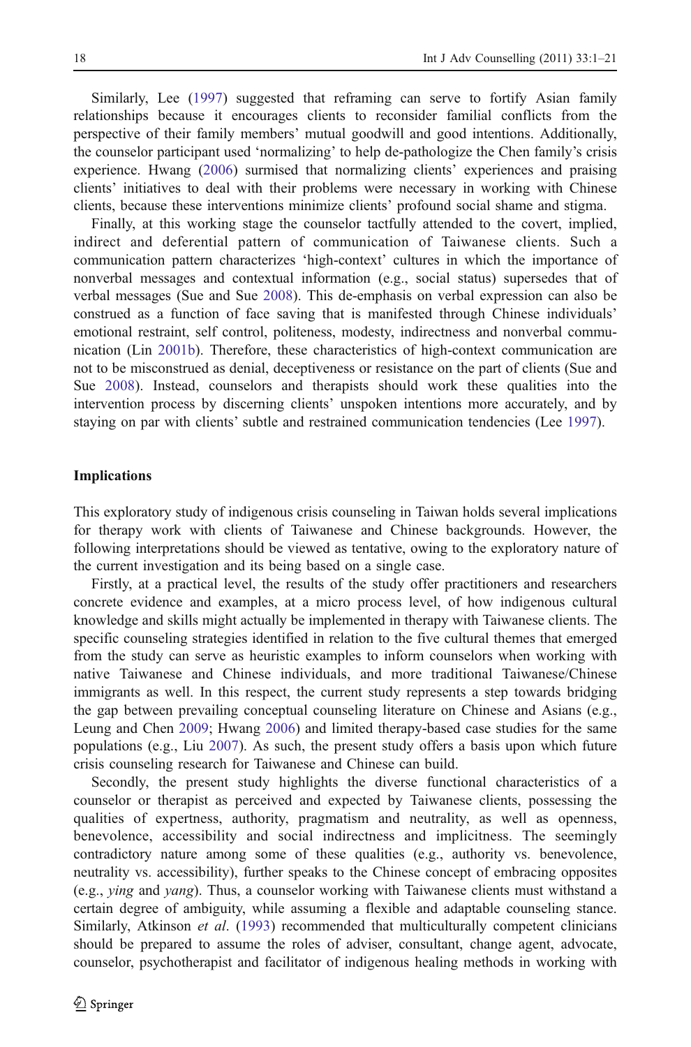Similarly, Lee (1997) suggested that reframing can serve to fortify Asian family relationships because it encourages clients to reconsider familial conflicts from the perspective of their family members' mutual goodwill and good intentions. Additionally, the counselor participant used 'normalizing' to help de-pathologize the Chen family's crisis experience. Hwang (2006) surmised that normalizing clients' experiences and praising clients' initiatives to deal with their problems were necessary in working with Chinese clients, because these interventions minimize clients' profound social shame and stigma.

Finally, at this working stage the counselor tactfully attended to the covert, implied, indirect and deferential pattern of communication of Taiwanese clients. Such a communication pattern characterizes 'high-context' cultures in which the importance of nonverbal messages and contextual information (e.g., social status) supersedes that of verbal messages (Sue and Sue 2008). This de-emphasis on verbal expression can also be construed as a function of face saving that is manifested through Chinese individuals' emotional restraint, self control, politeness, modesty, indirectness and nonverbal communication (Lin 2001b). Therefore, these characteristics of high-context communication are not to be misconstrued as denial, deceptiveness or resistance on the part of clients (Sue and Sue 2008). Instead, counselors and therapists should work these qualities into the intervention process by discerning clients' unspoken intentions more accurately, and by staying on par with clients' subtle and restrained communication tendencies (Lee 1997).

## Implications

This exploratory study of indigenous crisis counseling in Taiwan holds several implications for therapy work with clients of Taiwanese and Chinese backgrounds. However, the following interpretations should be viewed as tentative, owing to the exploratory nature of the current investigation and its being based on a single case.

Firstly, at a practical level, the results of the study offer practitioners and researchers concrete evidence and examples, at a micro process level, of how indigenous cultural knowledge and skills might actually be implemented in therapy with Taiwanese clients. The specific counseling strategies identified in relation to the five cultural themes that emerged from the study can serve as heuristic examples to inform counselors when working with native Taiwanese and Chinese individuals, and more traditional Taiwanese/Chinese immigrants as well. In this respect, the current study represents a step towards bridging the gap between prevailing conceptual counseling literature on Chinese and Asians (e.g., Leung and Chen 2009; Hwang 2006) and limited therapy-based case studies for the same populations (e.g., Liu 2007). As such, the present study offers a basis upon which future crisis counseling research for Taiwanese and Chinese can build.

Secondly, the present study highlights the diverse functional characteristics of a counselor or therapist as perceived and expected by Taiwanese clients, possessing the qualities of expertness, authority, pragmatism and neutrality, as well as openness, benevolence, accessibility and social indirectness and implicitness. The seemingly contradictory nature among some of these qualities (e.g., authority vs. benevolence, neutrality vs. accessibility), further speaks to the Chinese concept of embracing opposites (e.g., *ying* and *yang*). Thus, a counselor working with Taiwanese clients must withstand a certain degree of ambiguity, while assuming a flexible and adaptable counseling stance. Similarly, Atkinson *et al*. (1993) recommended that multiculturally competent clinicians should be prepared to assume the roles of adviser, consultant, change agent, advocate, counselor, psychotherapist and facilitator of indigenous healing methods in working with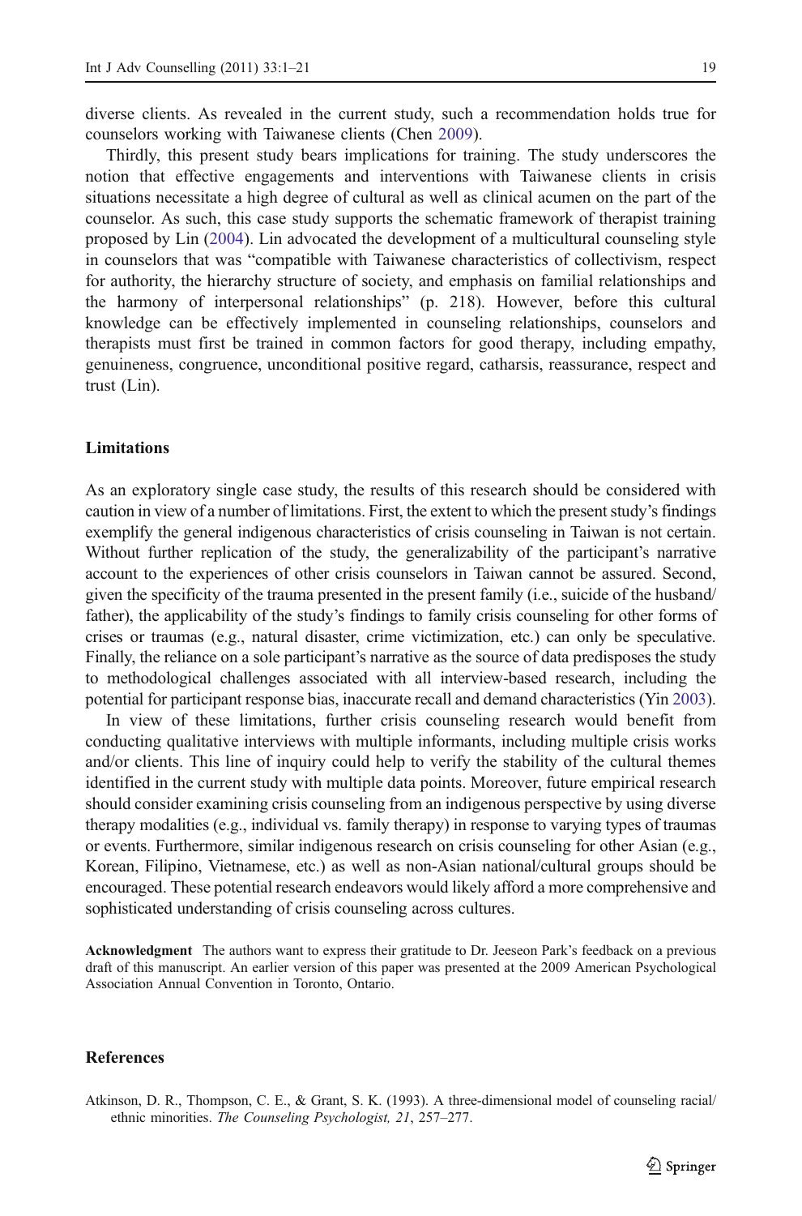diverse clients. As revealed in the current study, such a recommendation holds true for counselors working with Taiwanese clients (Chen 2009).

Thirdly, this present study bears implications for training. The study underscores the notion that effective engagements and interventions with Taiwanese clients in crisis situations necessitate a high degree of cultural as well as clinical acumen on the part of the counselor. As such, this case study supports the schematic framework of therapist training proposed by Lin (2004). Lin advocated the development of a multicultural counseling style in counselors that was "compatible with Taiwanese characteristics of collectivism, respect for authority, the hierarchy structure of society, and emphasis on familial relationships and the harmony of interpersonal relationships" (p. 218). However, before this cultural knowledge can be effectively implemented in counseling relationships, counselors and therapists must first be trained in common factors for good therapy, including empathy, genuineness, congruence, unconditional positive regard, catharsis, reassurance, respect and trust (Lin).

## Limitations

As an exploratory single case study, the results of this research should be considered with caution in view of a number of limitations. First, the extent to which the present study's findings exemplify the general indigenous characteristics of crisis counseling in Taiwan is not certain. Without further replication of the study, the generalizability of the participant's narrative account to the experiences of other crisis counselors in Taiwan cannot be assured. Second, given the specificity of the trauma presented in the present family (i.e., suicide of the husband/father), the applicability of the study's findings to family crisis counseling for other forms of crises or traumas (e.g., natural disaster, crime victimization, etc.) can only be speculative. Finally, the reliance on a sole participant's narrative as the source of data predisposes the study to methodological challenges associated with all interview-based research, including the potential for participant response bias, inaccurate recall and demand characteristics (Yin 2003).

In view of these limitations, further crisis counseling research would benefit from conducting qualitative interviews with multiple informants, including multiple crisis works and/or clients. This line of inquiry could help to verify the stability of the cultural themes identified in the current study with multiple data points. Moreover, future empirical research should consider examining crisis counseling from an indigenous perspective by using diverse therapy modalities (e.g., individual vs. family therapy) in response to varying types of traumas or events. Furthermore, similar indigenous research on crisis counseling for other Asian (e.g., Korean, Filipino, Vietnamese, etc.) as well as non-Asian national/cultural groups should be encouraged. These potential research endeavors would likely afford a more comprehensive and sophisticated understanding of crisis counseling across cultures.

**Acknowledgment** The authors want to express their gratitude to Dr. Jeeseon Park's feedback on a previous draft of this manuscript. An earlier version of this paper was presented at the 2009 American Psychological Association Annual Convention in Toronto, Ontario.

## References

Atkinson, D. R., Thompson, C. E., & Grant, S. K. (1993). A three-dimensional model of counseling racial/ethnic minorities. *The Counseling Psychologist, 21*, 257–277.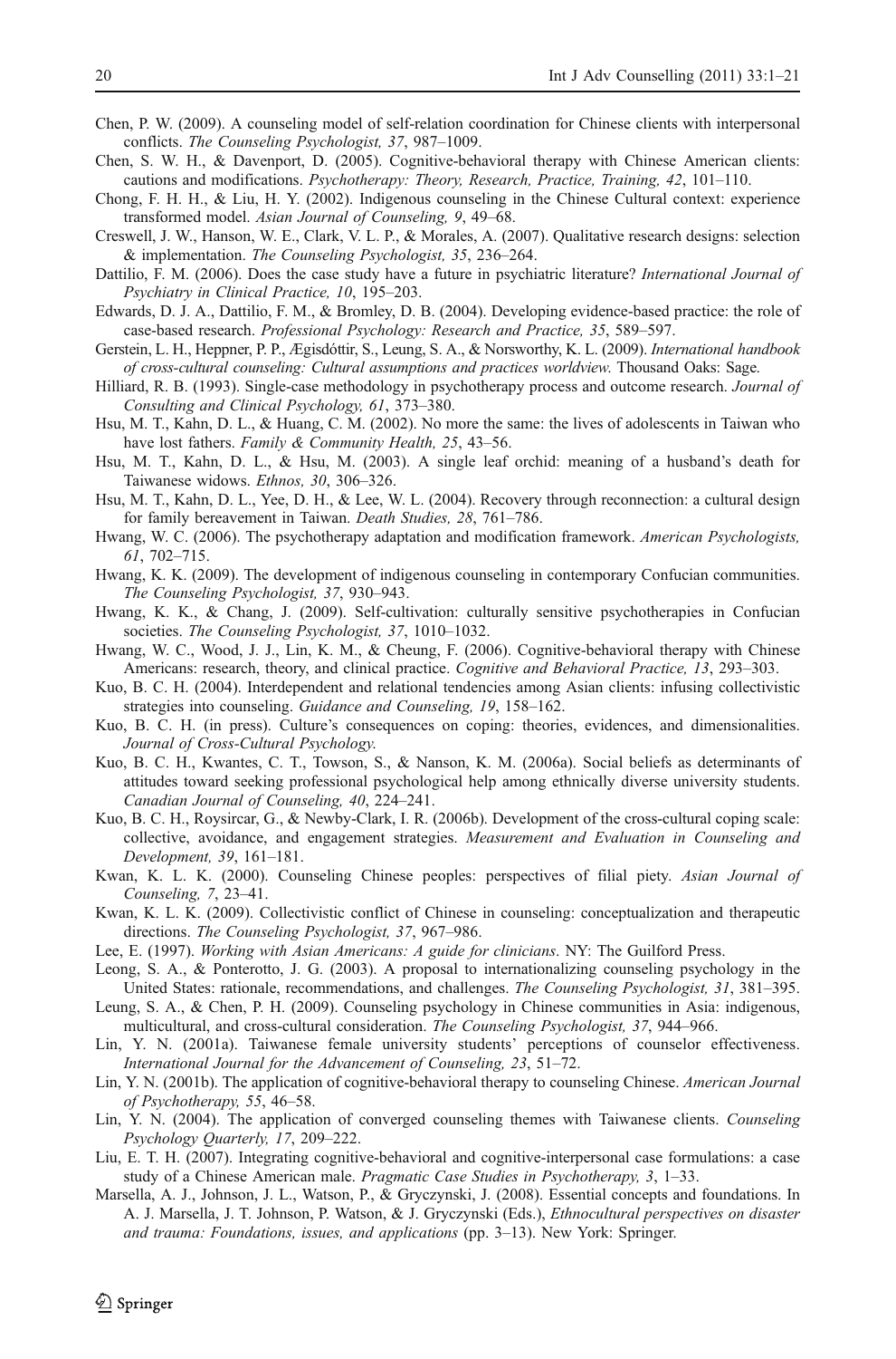Chen, P. W. (2009). A counseling model of self-relation coordination for Chinese clients with interpersonal conflicts. *The Counseling Psychologist, 37*, 987–1009.

Chen, S. W. H., & Davenport, D. (2005). Cognitive-behavioral therapy with Chinese American clients: cautions and modifications. *Psychotherapy: Theory, Research, Practice, Training, 42*, 101–110.

Chong, F. H. H., & Liu, H. Y. (2002). Indigenous counseling in the Chinese Cultural context: experience transformed model. *Asian Journal of Counseling, 9*, 49–68.

Creswell, J. W., Hanson, W. E., Clark, V. L. P., & Morales, A. (2007). Qualitative research designs: selection & implementation. *The Counseling Psychologist, 35*, 236–264.

Dattilio, F. M. (2006). Does the case study have a future in psychiatric literature? *International Journal of Psychiatry in Clinical Practice, 10*, 195–203.

Edwards, D. J. A., Dattilio, F. M., & Bromley, D. B. (2004). Developing evidence-based practice: the role of case-based research. *Professional Psychology: Research and Practice, 35*, 589–597.

Gerstein, L. H., Heppner, P. P., Ægisdóttir, S., Leung, S. A., & Norsworthy, K. L. (2009). *International handbook of cross-cultural counseling: Cultural assumptions and practices worldview*. Thousand Oaks: Sage.

Hilliard, R. B. (1993). Single-case methodology in psychotherapy process and outcome research. *Journal of Consulting and Clinical Psychology, 61*, 373–380.

Hsu, M. T., Kahn, D. L., & Huang, C. M. (2002). No more the same: the lives of adolescents in Taiwan who have lost fathers. *Family & Community Health, 25*, 43–56.

Hsu, M. T., Kahn, D. L., & Hsu, M. (2003). A single leaf orchid: meaning of a husband's death for Taiwanese widows. *Ethnos, 30*, 306–326.

Hsu, M. T., Kahn, D. L., Yee, D. H., & Lee, W. L. (2004). Recovery through reconnection: a cultural design for family bereavement in Taiwan. *Death Studies, 28*, 761–786.

Hwang, W. C. (2006). The psychotherapy adaptation and modification framework. *American Psychologists, 61*, 702–715.

Hwang, K. K. (2009). The development of indigenous counseling in contemporary Confucian communities. *The Counseling Psychologist, 37*, 930–943.

Hwang, K. K., & Chang, J. (2009). Self-cultivation: culturally sensitive psychotherapies in Confucian societies. *The Counseling Psychologist, 37*, 1010–1032.

Hwang, W. C., Wood, J. J., Lin, K. M., & Cheung, F. (2006). Cognitive-behavioral therapy with Chinese Americans: research, theory, and clinical practice. *Cognitive and Behavioral Practice, 13*, 293–303.

Kuo, B. C. H. (2004). Interdependent and relational tendencies among Asian clients: infusing collectivistic strategies into counseling. *Guidance and Counseling, 19*, 158–162.

Kuo, B. C. H. (in press). Culture's consequences on coping: theories, evidences, and dimensionalities. *Journal of Cross-Cultural Psychology.*

Kuo, B. C. H., Kwantes, C. T., Towson, S., & Nanson, K. M. (2006a). Social beliefs as determinants of attitudes toward seeking professional psychological help among ethnically diverse university students. *Canadian Journal of Counseling, 40*, 224–241.

Kuo, B. C. H., Roysircar, G., & Newby-Clark, I. R. (2006b). Development of the cross-cultural coping scale: collective, avoidance, and engagement strategies. *Measurement and Evaluation in Counseling and Development, 39*, 161–181.

Kwan, K. L. K. (2000). Counseling Chinese peoples: perspectives of filial piety. *Asian Journal of Counseling, 7*, 23–41.

Kwan, K. L. K. (2009). Collectivistic conflict of Chinese in counseling: conceptualization and therapeutic directions. *The Counseling Psychologist, 37*, 967–986.

Lee, E. (1997). *Working with Asian Americans: A guide for clinicians*. NY: The Guilford Press.

Leong, S. A., & Ponterotto, J. G. (2003). A proposal to internationalizing counseling psychology in the United States: rationale, recommendations, and challenges. *The Counseling Psychologist, 31*, 381–395.

Leung, S. A., & Chen, P. H. (2009). Counseling psychology in Chinese communities in Asia: indigenous, multicultural, and cross-cultural consideration. *The Counseling Psychologist, 37*, 944–966.

Lin, Y. N. (2001a). Taiwanese female university students' perceptions of counselor effectiveness. *International Journal for the Advancement of Counseling, 23*, 51–72.

Lin, Y. N. (2001b). The application of cognitive-behavioral therapy to counseling Chinese. *American Journal of Psychotherapy, 55*, 46–58.

Lin, Y. N. (2004). The application of converged counseling themes with Taiwanese clients. *Counseling Psychology Quarterly, 17*, 209–222.

Liu, E. T. H. (2007). Integrating cognitive-behavioral and cognitive-interpersonal case formulations: a case study of a Chinese American male. *Pragmatic Case Studies in Psychotherapy, 3*, 1–33.

Marsella, A. J., Johnson, J. L., Watson, P., & Gryczynski, J. (2008). Essential concepts and foundations. In A. J. Marsella, J. T. Johnson, P. Watson, & J. Gryczynski (Eds.), *Ethnocultural perspectives on disaster and trauma: Foundations, issues, and applications* (pp. 3–13). New York: Springer.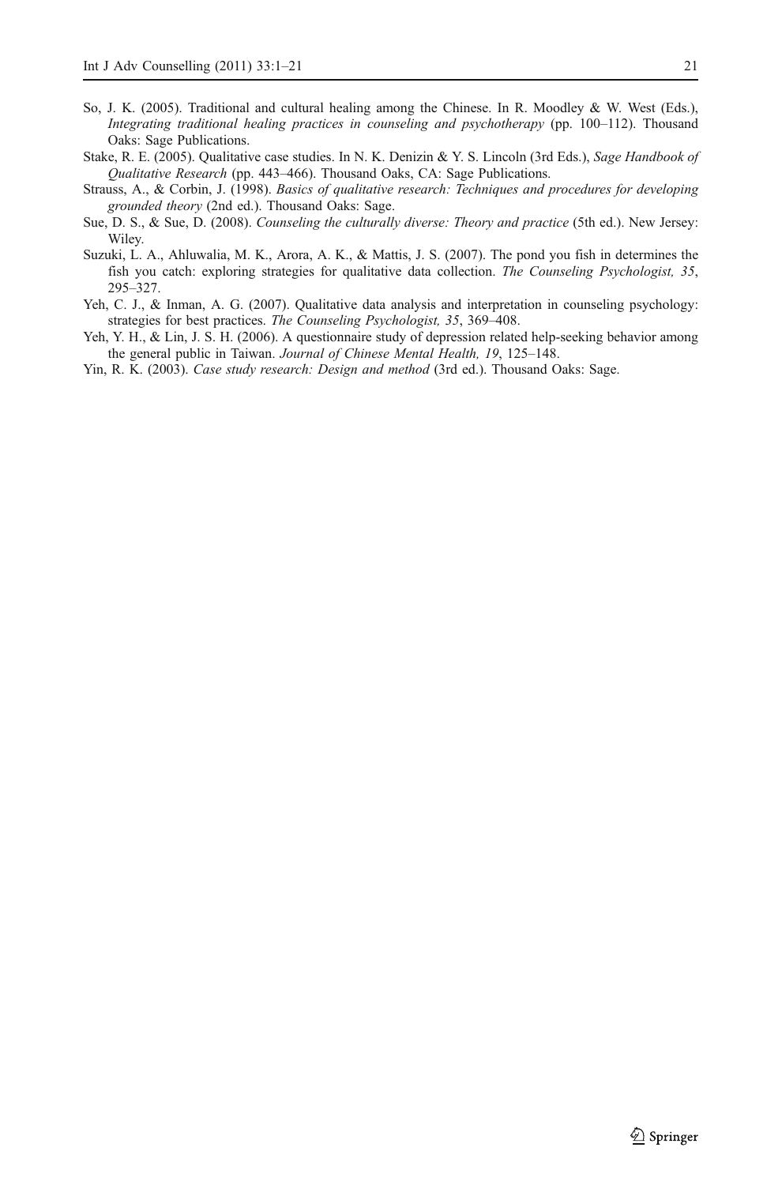So, J. K. (2005). Traditional and cultural healing among the Chinese. In R. Moodley & W. West (Eds.), *Integrating traditional healing practices in counseling and psychotherapy* (pp. 100–112). Thousand Oaks: Sage Publications.

Stake, R. E. (2005). Qualitative case studies. In N. K. Denizin & Y. S. Lincoln (3rd Eds.), *Sage Handbook of Qualitative Research* (pp. 443–466). Thousand Oaks, CA: Sage Publications.

Strauss, A., & Corbin, J. (1998). *Basics of qualitative research: Techniques and procedures for developing grounded theory* (2nd ed.). Thousand Oaks: Sage.

Sue, D. S., & Sue, D. (2008). *Counseling the culturally diverse: Theory and practice* (5th ed.). New Jersey: Wiley.

Suzuki, L. A., Ahluwalia, M. K., Arora, A. K., & Mattis, J. S. (2007). The pond you fish in determines the fish you catch: exploring strategies for qualitative data collection. *The Counseling Psychologist, 35*, 295–327.

Yeh, C. J., & Inman, A. G. (2007). Qualitative data analysis and interpretation in counseling psychology: strategies for best practices. *The Counseling Psychologist, 35*, 369–408.

Yeh, Y. H., & Lin, J. S. H. (2006). A questionnaire study of depression related help-seeking behavior among the general public in Taiwan. *Journal of Chinese Mental Health, 19*, 125–148.

Yin, R. K. (2003). *Case study research: Design and method* (3rd ed.). Thousand Oaks: Sage.